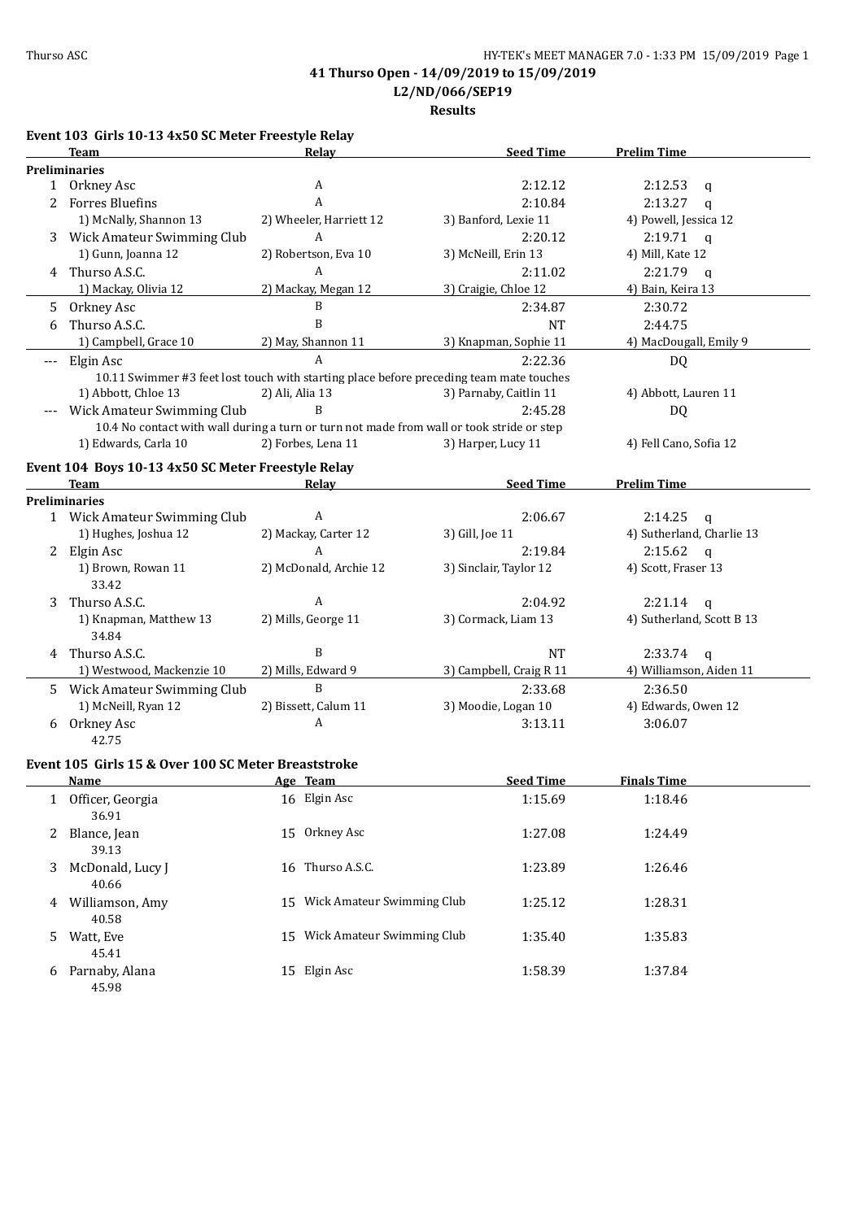**41 Thurso Open - 14/09/2019 to 15/09/2019**

**L2/ND/066/SEP19**

**Results**

### Event 103 Girls 10-13 4x50 SC Meter Freestyle Relay

| | Team | Relay | Seed Time | Prelim Time |
|---|---|---|---|---|
| **Preliminaries** | | | | |
| 1 | Orkney Asc | A | 2:12.12 | 2:12.53 q |
| 2 | Forres Bluefins | A | 2:10.84 | 2:13.27 q |
| | 1) McNally, Shannon 13 | 2) Wheeler, Harriett 12 | 3) Banford, Lexie 11 | 4) Powell, Jessica 12 |
| 3 | Wick Amateur Swimming Club | A | 2:20.12 | 2:19.71 q |
| | 1) Gunn, Joanna 12 | 2) Robertson, Eva 10 | 3) McNeill, Erin 13 | 4) Mill, Kate 12 |
| 4 | Thurso A.S.C. | A | 2:11.02 | 2:21.79 q |
| | 1) Mackay, Olivia 12 | 2) Mackay, Megan 12 | 3) Craigie, Chloe 12 | 4) Bain, Keira 13 |
| 5 | Orkney Asc | B | 2:34.87 | 2:30.72 |
| 6 | Thurso A.S.C. | B | NT | 2:44.75 |
| | 1) Campbell, Grace 10 | 2) May, Shannon 11 | 3) Knapman, Sophie 11 | 4) MacDougall, Emily 9 |
| --- | Elgin Asc | A | 2:22.36 | DQ |
| | 10.11 Swimmer #3 feet lost touch with starting place before preceding team mate touches | | | |
| | 1) Abbott, Chloe 13 | 2) Ali, Alia 13 | 3) Parnaby, Caitlin 11 | 4) Abbott, Lauren 11 |
| --- | Wick Amateur Swimming Club | B | 2:45.28 | DQ |
| | 10.4 No contact with wall during a turn or turn not made from wall or took stride or step | | | |
| | 1) Edwards, Carla 10 | 2) Forbes, Lena 11 | 3) Harper, Lucy 11 | 4) Fell Cano, Sofia 12 |

### Event 104 Boys 10-13 4x50 SC Meter Freestyle Relay

| | Team | Relay | Seed Time | Prelim Time |
|---|---|---|---|---|
| **Preliminaries** | | | | |
| 1 | Wick Amateur Swimming Club | A | 2:06.67 | 2:14.25 q |
| | 1) Hughes, Joshua 12 | 2) Mackay, Carter 12 | 3) Gill, Joe 11 | 4) Sutherland, Charlie 13 |
| 2 | Elgin Asc | A | 2:19.84 | 2:15.62 q |
| | 1) Brown, Rowan 11 | 2) McDonald, Archie 12 | 3) Sinclair, Taylor 12 | 4) Scott, Fraser 13 |
| | 33.42 | | | |
| 3 | Thurso A.S.C. | A | 2:04.92 | 2:21.14 q |
| | 1) Knapman, Matthew 13 | 2) Mills, George 11 | 3) Cormack, Liam 13 | 4) Sutherland, Scott B 13 |
| | 34.84 | | | |
| 4 | Thurso A.S.C. | B | NT | 2:33.74 q |
| | 1) Westwood, Mackenzie 10 | 2) Mills, Edward 9 | 3) Campbell, Craig R 11 | 4) Williamson, Aiden 11 |
| 5 | Wick Amateur Swimming Club | B | 2:33.68 | 2:36.50 |
| | 1) McNeill, Ryan 12 | 2) Bissett, Calum 11 | 3) Moodie, Logan 10 | 4) Edwards, Owen 12 |
| 6 | Orkney Asc | A | 3:13.11 | 3:06.07 |
| | 42.75 | | | |

### Event 105 Girls 15 & Over 100 SC Meter Breaststroke

| | Name | Age | Team | Seed Time | Finals Time |
|---|---|---|---|---|---|
| 1 | Officer, Georgia | 16 | Elgin Asc | 1:15.69 | 1:18.46 |
| | 36.91 | | | | |
| 2 | Blance, Jean | 15 | Orkney Asc | 1:27.08 | 1:24.49 |
| | 39.13 | | | | |
| 3 | McDonald, Lucy J | 16 | Thurso A.S.C. | 1:23.89 | 1:26.46 |
| | 40.66 | | | | |
| 4 | Williamson, Amy | 15 | Wick Amateur Swimming Club | 1:25.12 | 1:28.31 |
| | 40.58 | | | | |
| 5 | Watt, Eve | 15 | Wick Amateur Swimming Club | 1:35.40 | 1:35.83 |
| | 45.41 | | | | |
| 6 | Parnaby, Alana | 15 | Elgin Asc | 1:58.39 | 1:37.84 |
| | 45.98 | | | | |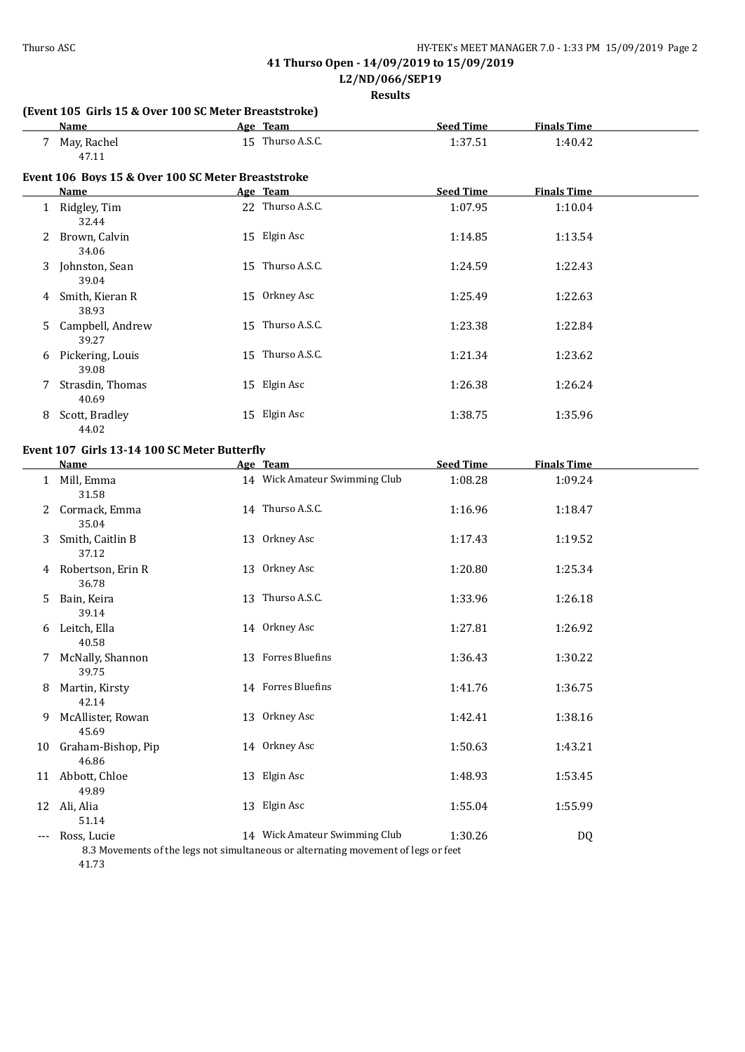**41 Thurso Open - 14/09/2019 to 15/09/2019**
**L2/ND/066/SEP19**
**Results**

### (Event 105 Girls 15 & Over 100 SC Meter Breaststroke)

| | Name | Age | Team | Seed Time | Finals Time |
|---|---|---|---|---|---|
| 7 | May, Rachel | 15 | Thurso A.S.C. | 1:37.51 | 1:40.42 |
| | 47.11 | | | | |

### Event 106 Boys 15 & Over 100 SC Meter Breaststroke

| | Name | Age | Team | Seed Time | Finals Time |
|---|---|---|---|---|---|
| 1 | Ridgley, Tim | 22 | Thurso A.S.C. | 1:07.95 | 1:10.04 |
| | 32.44 | | | | |
| 2 | Brown, Calvin | 15 | Elgin Asc | 1:14.85 | 1:13.54 |
| | 34.06 | | | | |
| 3 | Johnston, Sean | 15 | Thurso A.S.C. | 1:24.59 | 1:22.43 |
| | 39.04 | | | | |
| 4 | Smith, Kieran R | 15 | Orkney Asc | 1:25.49 | 1:22.63 |
| | 38.93 | | | | |
| 5 | Campbell, Andrew | 15 | Thurso A.S.C. | 1:23.38 | 1:22.84 |
| | 39.27 | | | | |
| 6 | Pickering, Louis | 15 | Thurso A.S.C. | 1:21.34 | 1:23.62 |
| | 39.08 | | | | |
| 7 | Strasdin, Thomas | 15 | Elgin Asc | 1:26.38 | 1:26.24 |
| | 40.69 | | | | |
| 8 | Scott, Bradley | 15 | Elgin Asc | 1:38.75 | 1:35.96 |
| | 44.02 | | | | |

### Event 107 Girls 13-14 100 SC Meter Butterfly

| | Name | Age | Team | Seed Time | Finals Time |
|---|---|---|---|---|---|
| 1 | Mill, Emma | 14 | Wick Amateur Swimming Club | 1:08.28 | 1:09.24 |
| | 31.58 | | | | |
| 2 | Cormack, Emma | 14 | Thurso A.S.C. | 1:16.96 | 1:18.47 |
| | 35.04 | | | | |
| 3 | Smith, Caitlin B | 13 | Orkney Asc | 1:17.43 | 1:19.52 |
| | 37.12 | | | | |
| 4 | Robertson, Erin R | 13 | Orkney Asc | 1:20.80 | 1:25.34 |
| | 36.78 | | | | |
| 5 | Bain, Keira | 13 | Thurso A.S.C. | 1:33.96 | 1:26.18 |
| | 39.14 | | | | |
| 6 | Leitch, Ella | 14 | Orkney Asc | 1:27.81 | 1:26.92 |
| | 40.58 | | | | |
| 7 | McNally, Shannon | 13 | Forres Bluefins | 1:36.43 | 1:30.22 |
| | 39.75 | | | | |
| 8 | Martin, Kirsty | 14 | Forres Bluefins | 1:41.76 | 1:36.75 |
| | 42.14 | | | | |
| 9 | McAllister, Rowan | 13 | Orkney Asc | 1:42.41 | 1:38.16 |
| | 45.69 | | | | |
| 10 | Graham-Bishop, Pip | 14 | Orkney Asc | 1:50.63 | 1:43.21 |
| | 46.86 | | | | |
| 11 | Abbott, Chloe | 13 | Elgin Asc | 1:48.93 | 1:53.45 |
| | 49.89 | | | | |
| 12 | Ali, Alia | 13 | Elgin Asc | 1:55.04 | 1:55.99 |
| | 51.14 | | | | |
| --- | Ross, Lucie | 14 | Wick Amateur Swimming Club | 1:30.26 | DQ |
| | 8.3 Movements of the legs not simultaneous or alternating movement of legs or feet | | | | |
| | 41.73 | | | | |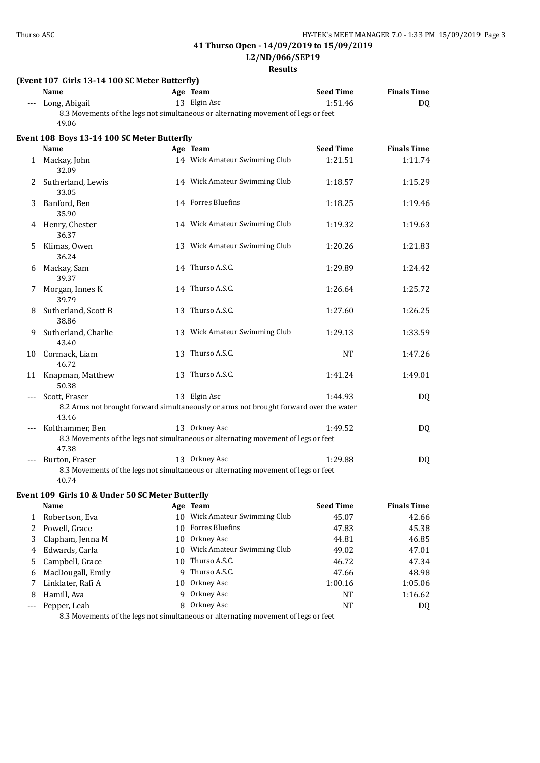**41 Thurso Open - 14/09/2019 to 15/09/2019**
**L2/ND/066/SEP19**
**Results**

### (Event 107 Girls 13-14 100 SC Meter Butterfly)

| | Name | Age | Team | Seed Time | Finals Time |
|---|---|---|---|---|---|
| --- | Long, Abigail | 13 | Elgin Asc | 1:51.46 | DQ |
| | 8.3 Movements of the legs not simultaneous or alternating movement of legs or feet | | | | |
| | 49.06 | | | | |

### Event 108 Boys 13-14 100 SC Meter Butterfly

| | Name | Age | Team | Seed Time | Finals Time |
|---|---|---|---|---|---|
| 1 | Mackay, John | 14 | Wick Amateur Swimming Club | 1:21.51 | 1:11.74 |
| | 32.09 | | | | |
| 2 | Sutherland, Lewis | 14 | Wick Amateur Swimming Club | 1:18.57 | 1:15.29 |
| | 33.05 | | | | |
| 3 | Banford, Ben | 14 | Forres Bluefins | 1:18.25 | 1:19.46 |
| | 35.90 | | | | |
| 4 | Henry, Chester | 14 | Wick Amateur Swimming Club | 1:19.32 | 1:19.63 |
| | 36.37 | | | | |
| 5 | Klimas, Owen | 13 | Wick Amateur Swimming Club | 1:20.26 | 1:21.83 |
| | 36.24 | | | | |
| 6 | Mackay, Sam | 14 | Thurso A.S.C. | 1:29.89 | 1:24.42 |
| | 39.37 | | | | |
| 7 | Morgan, Innes K | 14 | Thurso A.S.C. | 1:26.64 | 1:25.72 |
| | 39.79 | | | | |
| 8 | Sutherland, Scott B | 13 | Thurso A.S.C. | 1:27.60 | 1:26.25 |
| | 38.86 | | | | |
| 9 | Sutherland, Charlie | 13 | Wick Amateur Swimming Club | 1:29.13 | 1:33.59 |
| | 43.40 | | | | |
| 10 | Cormack, Liam | 13 | Thurso A.S.C. | NT | 1:47.26 |
| | 46.72 | | | | |
| 11 | Knapman, Matthew | 13 | Thurso A.S.C. | 1:41.24 | 1:49.01 |
| | 50.38 | | | | |
| --- | Scott, Fraser | 13 | Elgin Asc | 1:44.93 | DQ |
| | 8.2 Arms not brought forward simultaneously or arms not brought forward over the water | | | | |
| | 43.46 | | | | |
| --- | Kolthammer, Ben | 13 | Orkney Asc | 1:49.52 | DQ |
| | 8.3 Movements of the legs not simultaneous or alternating movement of legs or feet | | | | |
| | 47.38 | | | | |
| --- | Burton, Fraser | 13 | Orkney Asc | 1:29.88 | DQ |
| | 8.3 Movements of the legs not simultaneous or alternating movement of legs or feet | | | | |
| | 40.74 | | | | |

### Event 109 Girls 10 & Under 50 SC Meter Butterfly

| | Name | Age | Team | Seed Time | Finals Time |
|---|---|---|---|---|---|
| 1 | Robertson, Eva | 10 | Wick Amateur Swimming Club | 45.07 | 42.66 |
| 2 | Powell, Grace | 10 | Forres Bluefins | 47.83 | 45.38 |
| 3 | Clapham, Jenna M | 10 | Orkney Asc | 44.81 | 46.85 |
| 4 | Edwards, Carla | 10 | Wick Amateur Swimming Club | 49.02 | 47.01 |
| 5 | Campbell, Grace | 10 | Thurso A.S.C. | 46.72 | 47.34 |
| 6 | MacDougall, Emily | 9 | Thurso A.S.C. | 47.66 | 48.98 |
| 7 | Linklater, Rafi A | 10 | Orkney Asc | 1:00.16 | 1:05.06 |
| 8 | Hamill, Ava | 9 | Orkney Asc | NT | 1:16.62 |
| --- | Pepper, Leah | 8 | Orkney Asc | NT | DQ |
| | 8.3 Movements of the legs not simultaneous or alternating movement of legs or feet | | | | |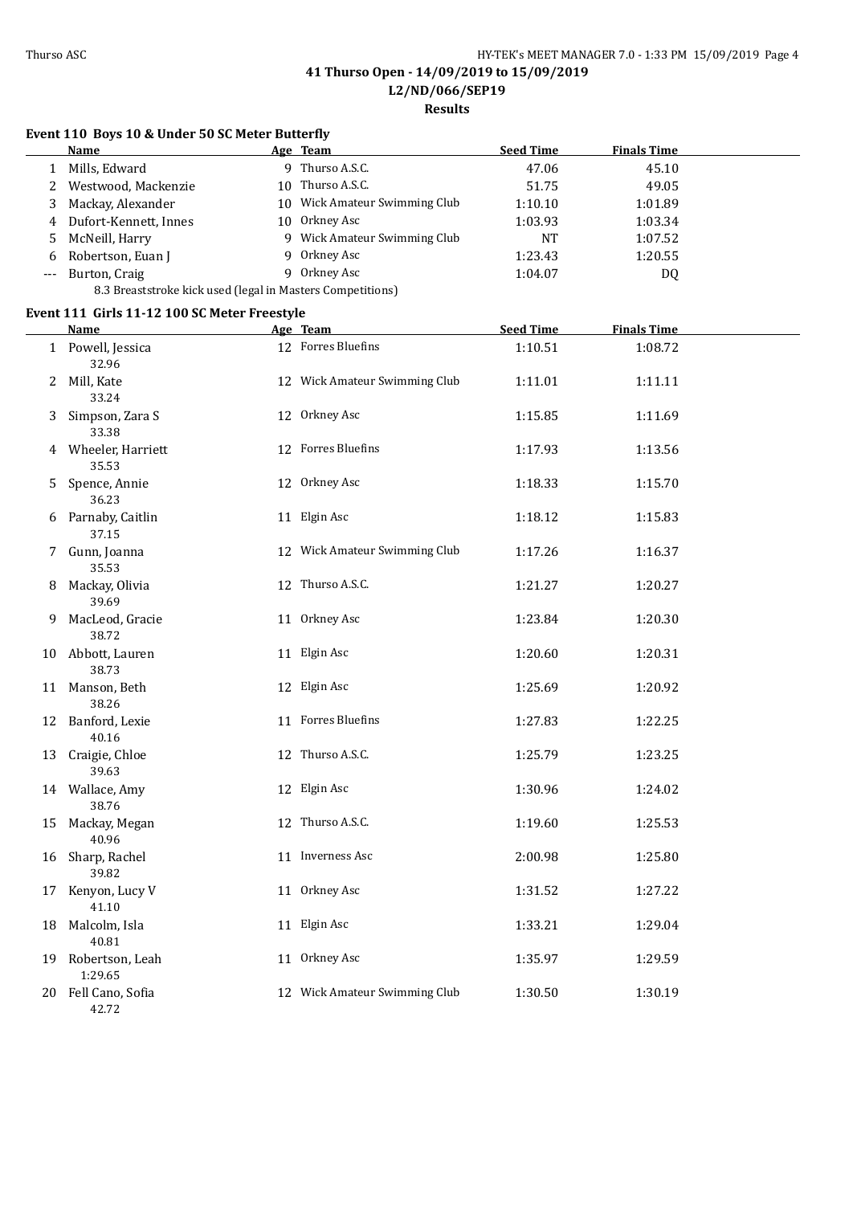### Event 110 Boys 10 & Under 50 SC Meter Butterfly

| | Name | Age | Team | Seed Time | Finals Time |
|---|---|---|---|---|---|
| 1 | Mills, Edward | 9 | Thurso A.S.C. | 47.06 | 45.10 |
| 2 | Westwood, Mackenzie | 10 | Thurso A.S.C. | 51.75 | 49.05 |
| 3 | Mackay, Alexander | 10 | Wick Amateur Swimming Club | 1:10.10 | 1:01.89 |
| 4 | Dufort-Kennett, Innes | 10 | Orkney Asc | 1:03.93 | 1:03.34 |
| 5 | McNeill, Harry | 9 | Wick Amateur Swimming Club | NT | 1:07.52 |
| 6 | Robertson, Euan J | 9 | Orkney Asc | 1:23.43 | 1:20.55 |
| --- | Burton, Craig | 9 | Orkney Asc | 1:04.07 | DQ |

8.3 Breaststroke kick used (legal in Masters Competitions)

### Event 111 Girls 11-12 100 SC Meter Freestyle

| | Name | Age | Team | Seed Time | Finals Time |
|---|---|---|---|---|---|
| 1 | Powell, Jessica<br>32.96 | 12 | Forres Bluefins | 1:10.51 | 1:08.72 |
| 2 | Mill, Kate<br>33.24 | 12 | Wick Amateur Swimming Club | 1:11.01 | 1:11.11 |
| 3 | Simpson, Zara S<br>33.38 | 12 | Orkney Asc | 1:15.85 | 1:11.69 |
| 4 | Wheeler, Harriett<br>35.53 | 12 | Forres Bluefins | 1:17.93 | 1:13.56 |
| 5 | Spence, Annie<br>36.23 | 12 | Orkney Asc | 1:18.33 | 1:15.70 |
| 6 | Parnaby, Caitlin<br>37.15 | 11 | Elgin Asc | 1:18.12 | 1:15.83 |
| 7 | Gunn, Joanna<br>35.53 | 12 | Wick Amateur Swimming Club | 1:17.26 | 1:16.37 |
| 8 | Mackay, Olivia<br>39.69 | 12 | Thurso A.S.C. | 1:21.27 | 1:20.27 |
| 9 | MacLeod, Gracie<br>38.72 | 11 | Orkney Asc | 1:23.84 | 1:20.30 |
| 10 | Abbott, Lauren<br>38.73 | 11 | Elgin Asc | 1:20.60 | 1:20.31 |
| 11 | Manson, Beth<br>38.26 | 12 | Elgin Asc | 1:25.69 | 1:20.92 |
| 12 | Banford, Lexie<br>40.16 | 11 | Forres Bluefins | 1:27.83 | 1:22.25 |
| 13 | Craigie, Chloe<br>39.63 | 12 | Thurso A.S.C. | 1:25.79 | 1:23.25 |
| 14 | Wallace, Amy<br>38.76 | 12 | Elgin Asc | 1:30.96 | 1:24.02 |
| 15 | Mackay, Megan<br>40.96 | 12 | Thurso A.S.C. | 1:19.60 | 1:25.53 |
| 16 | Sharp, Rachel<br>39.82 | 11 | Inverness Asc | 2:00.98 | 1:25.80 |
| 17 | Kenyon, Lucy V<br>41.10 | 11 | Orkney Asc | 1:31.52 | 1:27.22 |
| 18 | Malcolm, Isla<br>40.81 | 11 | Elgin Asc | 1:33.21 | 1:29.04 |
| 19 | Robertson, Leah<br>1:29.65 | 11 | Orkney Asc | 1:35.97 | 1:29.59 |
| 20 | Fell Cano, Sofia<br>42.72 | 12 | Wick Amateur Swimming Club | 1:30.50 | 1:30.19 |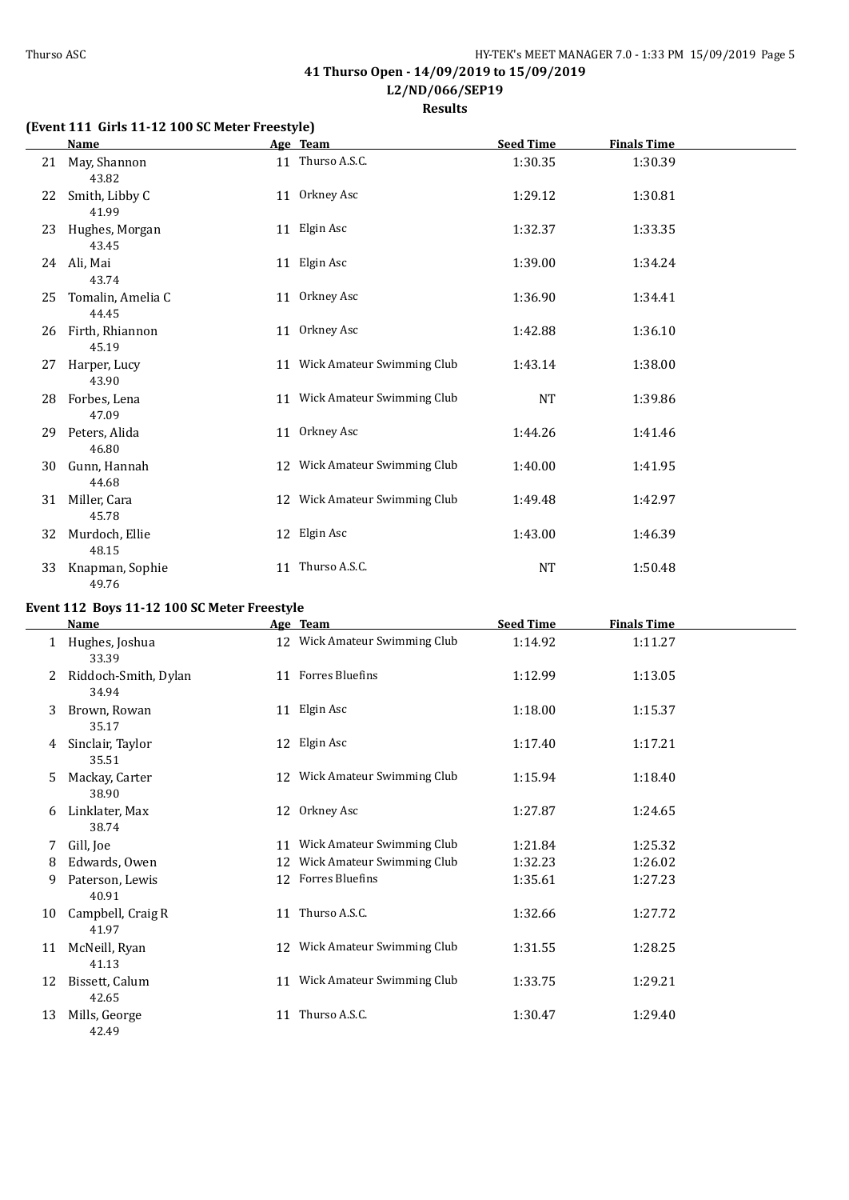**41 Thurso Open - 14/09/2019 to 15/09/2019**

**L2/ND/066/SEP19**

**Results**

### (Event 111 Girls 11-12 100 SC Meter Freestyle)

| | Name | Age | Team | Seed Time | Finals Time |
|---|---|---|---|---|---|
| 21 | May, Shannon<br>43.82 | 11 | Thurso A.S.C. | 1:30.35 | 1:30.39 |
| 22 | Smith, Libby C<br>41.99 | 11 | Orkney Asc | 1:29.12 | 1:30.81 |
| 23 | Hughes, Morgan<br>43.45 | 11 | Elgin Asc | 1:32.37 | 1:33.35 |
| 24 | Ali, Mai<br>43.74 | 11 | Elgin Asc | 1:39.00 | 1:34.24 |
| 25 | Tomalin, Amelia C<br>44.45 | 11 | Orkney Asc | 1:36.90 | 1:34.41 |
| 26 | Firth, Rhiannon<br>45.19 | 11 | Orkney Asc | 1:42.88 | 1:36.10 |
| 27 | Harper, Lucy<br>43.90 | 11 | Wick Amateur Swimming Club | 1:43.14 | 1:38.00 |
| 28 | Forbes, Lena<br>47.09 | 11 | Wick Amateur Swimming Club | NT | 1:39.86 |
| 29 | Peters, Alida<br>46.80 | 11 | Orkney Asc | 1:44.26 | 1:41.46 |
| 30 | Gunn, Hannah<br>44.68 | 12 | Wick Amateur Swimming Club | 1:40.00 | 1:41.95 |
| 31 | Miller, Cara<br>45.78 | 12 | Wick Amateur Swimming Club | 1:49.48 | 1:42.97 |
| 32 | Murdoch, Ellie<br>48.15 | 12 | Elgin Asc | 1:43.00 | 1:46.39 |
| 33 | Knapman, Sophie<br>49.76 | 11 | Thurso A.S.C. | NT | 1:50.48 |

### Event 112 Boys 11-12 100 SC Meter Freestyle

| | Name | Age | Team | Seed Time | Finals Time |
|---|---|---|---|---|---|
| 1 | Hughes, Joshua<br>33.39 | 12 | Wick Amateur Swimming Club | 1:14.92 | 1:11.27 |
| 2 | Riddoch-Smith, Dylan<br>34.94 | 11 | Forres Bluefins | 1:12.99 | 1:13.05 |
| 3 | Brown, Rowan<br>35.17 | 11 | Elgin Asc | 1:18.00 | 1:15.37 |
| 4 | Sinclair, Taylor<br>35.51 | 12 | Elgin Asc | 1:17.40 | 1:17.21 |
| 5 | Mackay, Carter<br>38.90 | 12 | Wick Amateur Swimming Club | 1:15.94 | 1:18.40 |
| 6 | Linklater, Max<br>38.74 | 12 | Orkney Asc | 1:27.87 | 1:24.65 |
| 7 | Gill, Joe | 11 | Wick Amateur Swimming Club | 1:21.84 | 1:25.32 |
| 8 | Edwards, Owen | 12 | Wick Amateur Swimming Club | 1:32.23 | 1:26.02 |
| 9 | Paterson, Lewis<br>40.91 | 12 | Forres Bluefins | 1:35.61 | 1:27.23 |
| 10 | Campbell, Craig R<br>41.97 | 11 | Thurso A.S.C. | 1:32.66 | 1:27.72 |
| 11 | McNeill, Ryan<br>41.13 | 12 | Wick Amateur Swimming Club | 1:31.55 | 1:28.25 |
| 12 | Bissett, Calum<br>42.65 | 11 | Wick Amateur Swimming Club | 1:33.75 | 1:29.21 |
| 13 | Mills, George<br>42.49 | 11 | Thurso A.S.C. | 1:30.47 | 1:29.40 |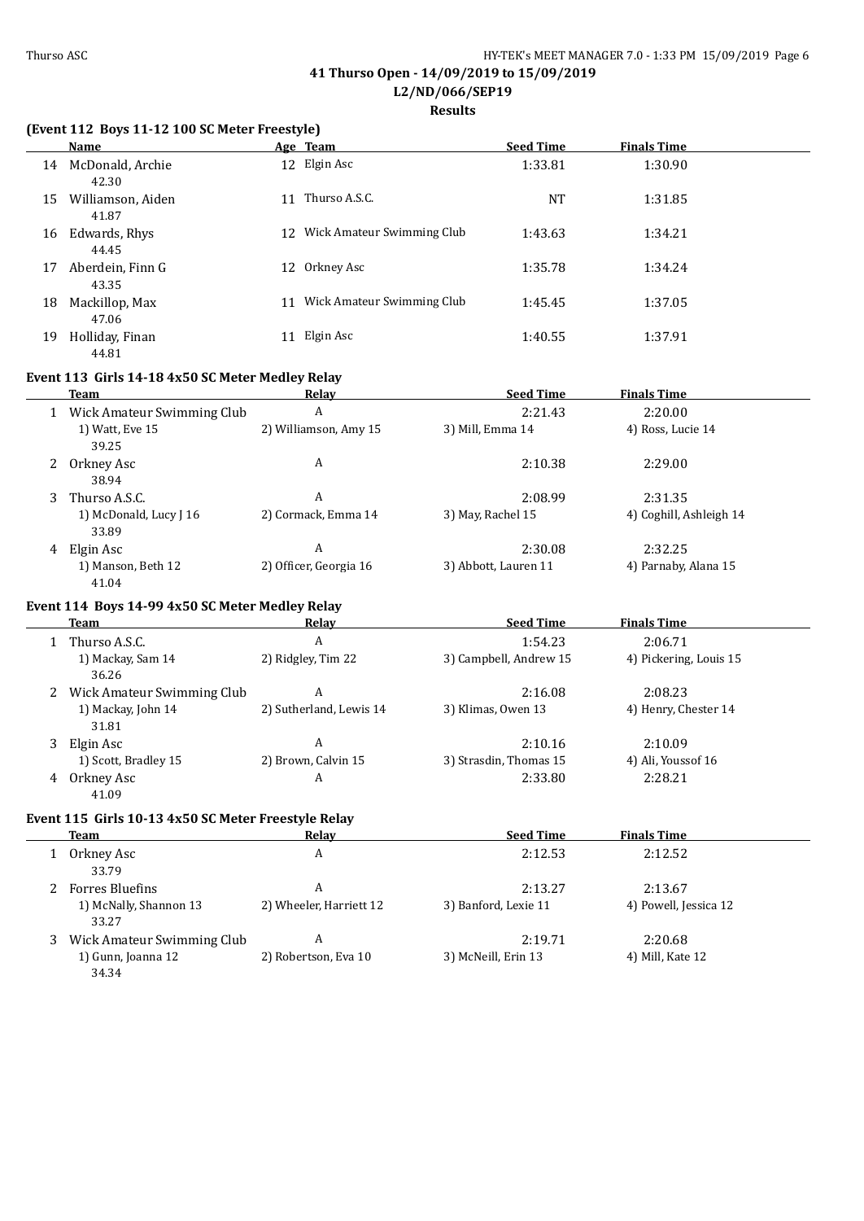# 41 Thurso Open - 14/09/2019 to 15/09/2019

## L2/ND/066/SEP19

### Results

**(Event 112 Boys 11-12 100 SC Meter Freestyle)**

| | Name | Age | Team | Seed Time | Finals Time |
|---|---|---|---|---|---|
| 14 | McDonald, Archie | 12 | Elgin Asc | 1:33.81 | 1:30.90 |
| | 42.30 | | | | |
| 15 | Williamson, Aiden | 11 | Thurso A.S.C. | NT | 1:31.85 |
| | 41.87 | | | | |
| 16 | Edwards, Rhys | 12 | Wick Amateur Swimming Club | 1:43.63 | 1:34.21 |
| | 44.45 | | | | |
| 17 | Aberdein, Finn G | 12 | Orkney Asc | 1:35.78 | 1:34.24 |
| | 43.35 | | | | |
| 18 | Mackillop, Max | 11 | Wick Amateur Swimming Club | 1:45.45 | 1:37.05 |
| | 47.06 | | | | |
| 19 | Holliday, Finan | 11 | Elgin Asc | 1:40.55 | 1:37.91 |
| | 44.81 | | | | |

**Event 113 Girls 14-18 4x50 SC Meter Medley Relay**

| | Team | Relay | Seed Time | Finals Time |
|---|---|---|---|---|
| 1 | Wick Amateur Swimming Club | A | 2:21.43 | 2:20.00 |
| | 1) Watt, Eve 15 | 2) Williamson, Amy 15 | 3) Mill, Emma 14 | 4) Ross, Lucie 14 |
| | 39.25 | | | |
| 2 | Orkney Asc | A | 2:10.38 | 2:29.00 |
| | 38.94 | | | |
| 3 | Thurso A.S.C. | A | 2:08.99 | 2:31.35 |
| | 1) McDonald, Lucy J 16 | 2) Cormack, Emma 14 | 3) May, Rachel 15 | 4) Coghill, Ashleigh 14 |
| | 33.89 | | | |
| 4 | Elgin Asc | A | 2:30.08 | 2:32.25 |
| | 1) Manson, Beth 12 | 2) Officer, Georgia 16 | 3) Abbott, Lauren 11 | 4) Parnaby, Alana 15 |
| | 41.04 | | | |

**Event 114 Boys 14-99 4x50 SC Meter Medley Relay**

| | Team | Relay | Seed Time | Finals Time |
|---|---|---|---|---|
| 1 | Thurso A.S.C. | A | 1:54.23 | 2:06.71 |
| | 1) Mackay, Sam 14 | 2) Ridgley, Tim 22 | 3) Campbell, Andrew 15 | 4) Pickering, Louis 15 |
| | 36.26 | | | |
| 2 | Wick Amateur Swimming Club | A | 2:16.08 | 2:08.23 |
| | 1) Mackay, John 14 | 2) Sutherland, Lewis 14 | 3) Klimas, Owen 13 | 4) Henry, Chester 14 |
| | 31.81 | | | |
| 3 | Elgin Asc | A | 2:10.16 | 2:10.09 |
| | 1) Scott, Bradley 15 | 2) Brown, Calvin 15 | 3) Strasdin, Thomas 15 | 4) Ali, Youssof 16 |
| 4 | Orkney Asc | A | 2:33.80 | 2:28.21 |
| | 41.09 | | | |

**Event 115 Girls 10-13 4x50 SC Meter Freestyle Relay**

| | Team | Relay | Seed Time | Finals Time |
|---|---|---|---|---|
| 1 | Orkney Asc | A | 2:12.53 | 2:12.52 |
| | 33.79 | | | |
| 2 | Forres Bluefins | A | 2:13.27 | 2:13.67 |
| | 1) McNally, Shannon 13 | 2) Wheeler, Harriett 12 | 3) Banford, Lexie 11 | 4) Powell, Jessica 12 |
| | 33.27 | | | |
| 3 | Wick Amateur Swimming Club | A | 2:19.71 | 2:20.68 |
| | 1) Gunn, Joanna 12 | 2) Robertson, Eva 10 | 3) McNeill, Erin 13 | 4) Mill, Kate 12 |
| | 34.34 | | | |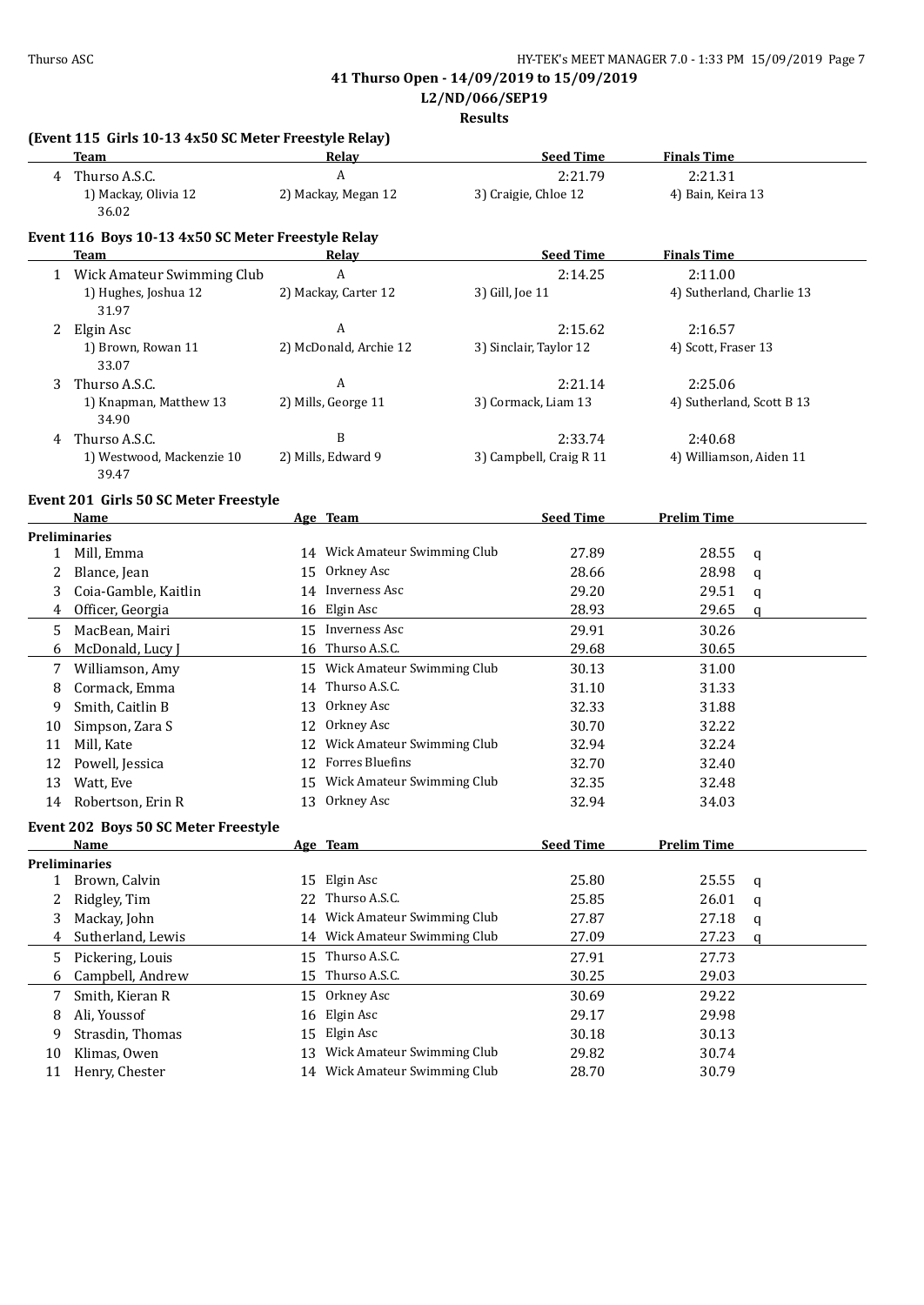**41 Thurso Open - 14/09/2019 to 15/09/2019**

**L2/ND/066/SEP19**

**Results**

### (Event 115 Girls 10-13 4x50 SC Meter Freestyle Relay)

| | Team | Relay | Seed Time | Finals Time |
|---|---|---|---|---|
| 4 | Thurso A.S.C. | A | 2:21.79 | 2:21.31 |
| | 1) Mackay, Olivia 12 | 2) Mackay, Megan 12 | 3) Craigie, Chloe 12 | 4) Bain, Keira 13 |
| | 36.02 | | | |

### Event 116 Boys 10-13 4x50 SC Meter Freestyle Relay

| | Team | Relay | Seed Time | Finals Time |
|---|---|---|---|---|
| 1 | Wick Amateur Swimming Club | A | 2:14.25 | 2:11.00 |
| | 1) Hughes, Joshua 12 | 2) Mackay, Carter 12 | 3) Gill, Joe 11 | 4) Sutherland, Charlie 13 |
| | 31.97 | | | |
| 2 | Elgin Asc | A | 2:15.62 | 2:16.57 |
| | 1) Brown, Rowan 11 | 2) McDonald, Archie 12 | 3) Sinclair, Taylor 12 | 4) Scott, Fraser 13 |
| | 33.07 | | | |
| 3 | Thurso A.S.C. | A | 2:21.14 | 2:25.06 |
| | 1) Knapman, Matthew 13 | 2) Mills, George 11 | 3) Cormack, Liam 13 | 4) Sutherland, Scott B 13 |
| | 34.90 | | | |
| 4 | Thurso A.S.C. | B | 2:33.74 | 2:40.68 |
| | 1) Westwood, Mackenzie 10 | 2) Mills, Edward 9 | 3) Campbell, Craig R 11 | 4) Williamson, Aiden 11 |
| | 39.47 | | | |

### Event 201 Girls 50 SC Meter Freestyle

| | Name | Age | Team | Seed Time | Prelim Time | |
|---|---|---|---|---|---|---|
| **Preliminaries** | | | | | | |
| 1 | Mill, Emma | 14 | Wick Amateur Swimming Club | 27.89 | 28.55 | q |
| 2 | Blance, Jean | 15 | Orkney Asc | 28.66 | 28.98 | q |
| 3 | Coia-Gamble, Kaitlin | 14 | Inverness Asc | 29.20 | 29.51 | q |
| 4 | Officer, Georgia | 16 | Elgin Asc | 28.93 | 29.65 | q |
| 5 | MacBean, Mairi | 15 | Inverness Asc | 29.91 | 30.26 | |
| 6 | McDonald, Lucy J | 16 | Thurso A.S.C. | 29.68 | 30.65 | |
| 7 | Williamson, Amy | 15 | Wick Amateur Swimming Club | 30.13 | 31.00 | |
| 8 | Cormack, Emma | 14 | Thurso A.S.C. | 31.10 | 31.33 | |
| 9 | Smith, Caitlin B | 13 | Orkney Asc | 32.33 | 31.88 | |
| 10 | Simpson, Zara S | 12 | Orkney Asc | 30.70 | 32.22 | |
| 11 | Mill, Kate | 12 | Wick Amateur Swimming Club | 32.94 | 32.24 | |
| 12 | Powell, Jessica | 12 | Forres Bluefins | 32.70 | 32.40 | |
| 13 | Watt, Eve | 15 | Wick Amateur Swimming Club | 32.35 | 32.48 | |
| 14 | Robertson, Erin R | 13 | Orkney Asc | 32.94 | 34.03 | |

### Event 202 Boys 50 SC Meter Freestyle

| | Name | Age | Team | Seed Time | Prelim Time | |
|---|---|---|---|---|---|---|
| **Preliminaries** | | | | | | |
| 1 | Brown, Calvin | 15 | Elgin Asc | 25.80 | 25.55 | q |
| 2 | Ridgley, Tim | 22 | Thurso A.S.C. | 25.85 | 26.01 | q |
| 3 | Mackay, John | 14 | Wick Amateur Swimming Club | 27.87 | 27.18 | q |
| 4 | Sutherland, Lewis | 14 | Wick Amateur Swimming Club | 27.09 | 27.23 | q |
| 5 | Pickering, Louis | 15 | Thurso A.S.C. | 27.91 | 27.73 | |
| 6 | Campbell, Andrew | 15 | Thurso A.S.C. | 30.25 | 29.03 | |
| 7 | Smith, Kieran R | 15 | Orkney Asc | 30.69 | 29.22 | |
| 8 | Ali, Youssof | 16 | Elgin Asc | 29.17 | 29.98 | |
| 9 | Strasdin, Thomas | 15 | Elgin Asc | 30.18 | 30.13 | |
| 10 | Klimas, Owen | 13 | Wick Amateur Swimming Club | 29.82 | 30.74 | |
| 11 | Henry, Chester | 14 | Wick Amateur Swimming Club | 28.70 | 30.79 | |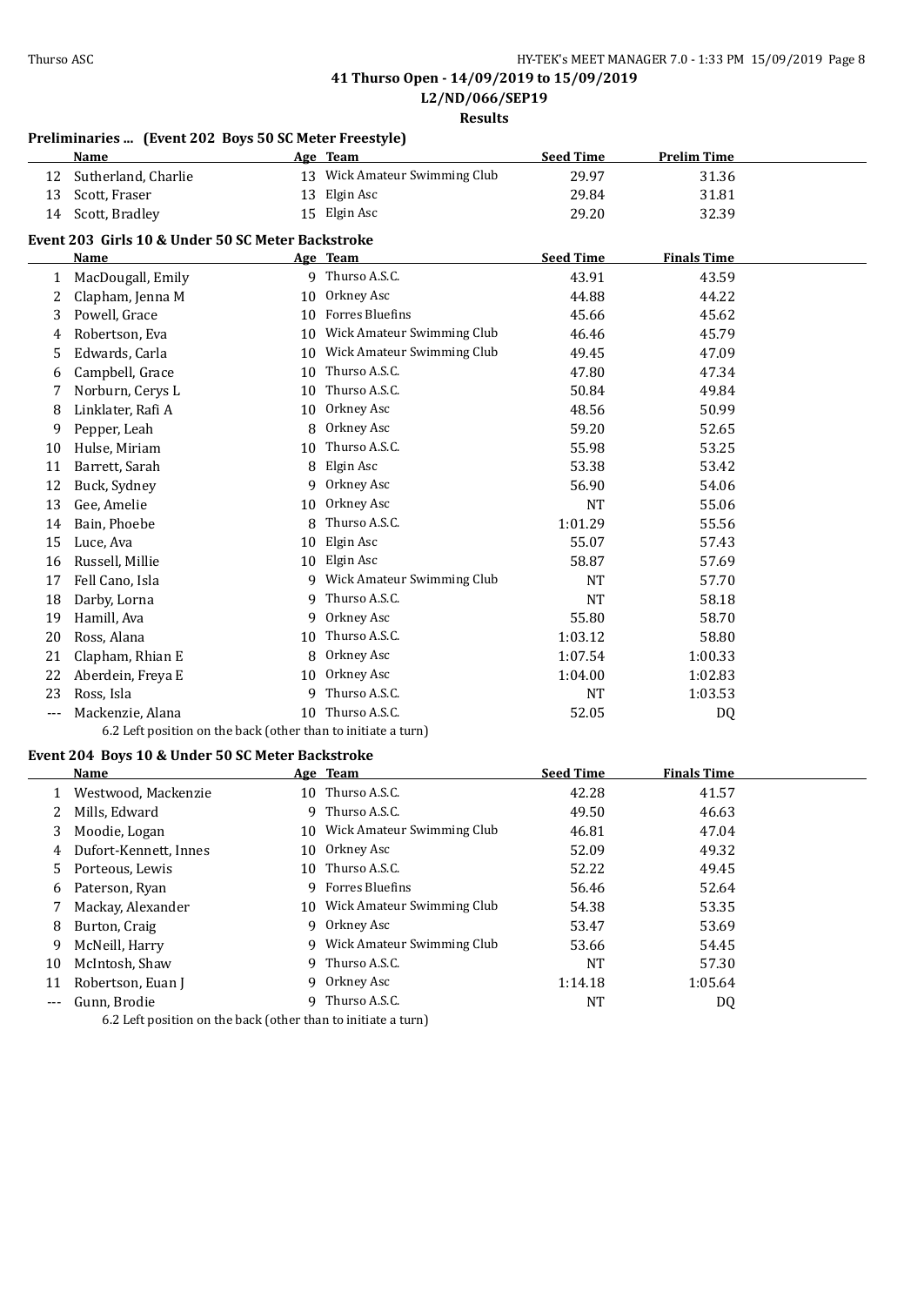**41 Thurso Open - 14/09/2019 to 15/09/2019**

**L2/ND/066/SEP19**

**Results**

### Preliminaries ... (Event 202 Boys 50 SC Meter Freestyle)

| | Name | Age | Team | Seed Time | Prelim Time |
|---|---|---|---|---|---|
| 12 | Sutherland, Charlie | 13 | Wick Amateur Swimming Club | 29.97 | 31.36 |
| 13 | Scott, Fraser | 13 | Elgin Asc | 29.84 | 31.81 |
| 14 | Scott, Bradley | 15 | Elgin Asc | 29.20 | 32.39 |

### Event 203 Girls 10 & Under 50 SC Meter Backstroke

| | Name | Age | Team | Seed Time | Finals Time |
|---|---|---|---|---|---|
| 1 | MacDougall, Emily | 9 | Thurso A.S.C. | 43.91 | 43.59 |
| 2 | Clapham, Jenna M | 10 | Orkney Asc | 44.88 | 44.22 |
| 3 | Powell, Grace | 10 | Forres Bluefins | 45.66 | 45.62 |
| 4 | Robertson, Eva | 10 | Wick Amateur Swimming Club | 46.46 | 45.79 |
| 5 | Edwards, Carla | 10 | Wick Amateur Swimming Club | 49.45 | 47.09 |
| 6 | Campbell, Grace | 10 | Thurso A.S.C. | 47.80 | 47.34 |
| 7 | Norburn, Cerys L | 10 | Thurso A.S.C. | 50.84 | 49.84 |
| 8 | Linklater, Rafi A | 10 | Orkney Asc | 48.56 | 50.99 |
| 9 | Pepper, Leah | 8 | Orkney Asc | 59.20 | 52.65 |
| 10 | Hulse, Miriam | 10 | Thurso A.S.C. | 55.98 | 53.25 |
| 11 | Barrett, Sarah | 8 | Elgin Asc | 53.38 | 53.42 |
| 12 | Buck, Sydney | 9 | Orkney Asc | 56.90 | 54.06 |
| 13 | Gee, Amelie | 10 | Orkney Asc | NT | 55.06 |
| 14 | Bain, Phoebe | 8 | Thurso A.S.C. | 1:01.29 | 55.56 |
| 15 | Luce, Ava | 10 | Elgin Asc | 55.07 | 57.43 |
| 16 | Russell, Millie | 10 | Elgin Asc | 58.87 | 57.69 |
| 17 | Fell Cano, Isla | 9 | Wick Amateur Swimming Club | NT | 57.70 |
| 18 | Darby, Lorna | 9 | Thurso A.S.C. | NT | 58.18 |
| 19 | Hamill, Ava | 9 | Orkney Asc | 55.80 | 58.70 |
| 20 | Ross, Alana | 10 | Thurso A.S.C. | 1:03.12 | 58.80 |
| 21 | Clapham, Rhian E | 8 | Orkney Asc | 1:07.54 | 1:00.33 |
| 22 | Aberdein, Freya E | 10 | Orkney Asc | 1:04.00 | 1:02.83 |
| 23 | Ross, Isla | 9 | Thurso A.S.C. | NT | 1:03.53 |
| --- | Mackenzie, Alana | 10 | Thurso A.S.C. | 52.05 | DQ |

6.2 Left position on the back (other than to initiate a turn)

### Event 204 Boys 10 & Under 50 SC Meter Backstroke

| | Name | Age | Team | Seed Time | Finals Time |
|---|---|---|---|---|---|
| 1 | Westwood, Mackenzie | 10 | Thurso A.S.C. | 42.28 | 41.57 |
| 2 | Mills, Edward | 9 | Thurso A.S.C. | 49.50 | 46.63 |
| 3 | Moodie, Logan | 10 | Wick Amateur Swimming Club | 46.81 | 47.04 |
| 4 | Dufort-Kennett, Innes | 10 | Orkney Asc | 52.09 | 49.32 |
| 5 | Porteous, Lewis | 10 | Thurso A.S.C. | 52.22 | 49.45 |
| 6 | Paterson, Ryan | 9 | Forres Bluefins | 56.46 | 52.64 |
| 7 | Mackay, Alexander | 10 | Wick Amateur Swimming Club | 54.38 | 53.35 |
| 8 | Burton, Craig | 9 | Orkney Asc | 53.47 | 53.69 |
| 9 | McNeill, Harry | 9 | Wick Amateur Swimming Club | 53.66 | 54.45 |
| 10 | McIntosh, Shaw | 9 | Thurso A.S.C. | NT | 57.30 |
| 11 | Robertson, Euan J | 9 | Orkney Asc | 1:14.18 | 1:05.64 |
| --- | Gunn, Brodie | 9 | Thurso A.S.C. | NT | DQ |

6.2 Left position on the back (other than to initiate a turn)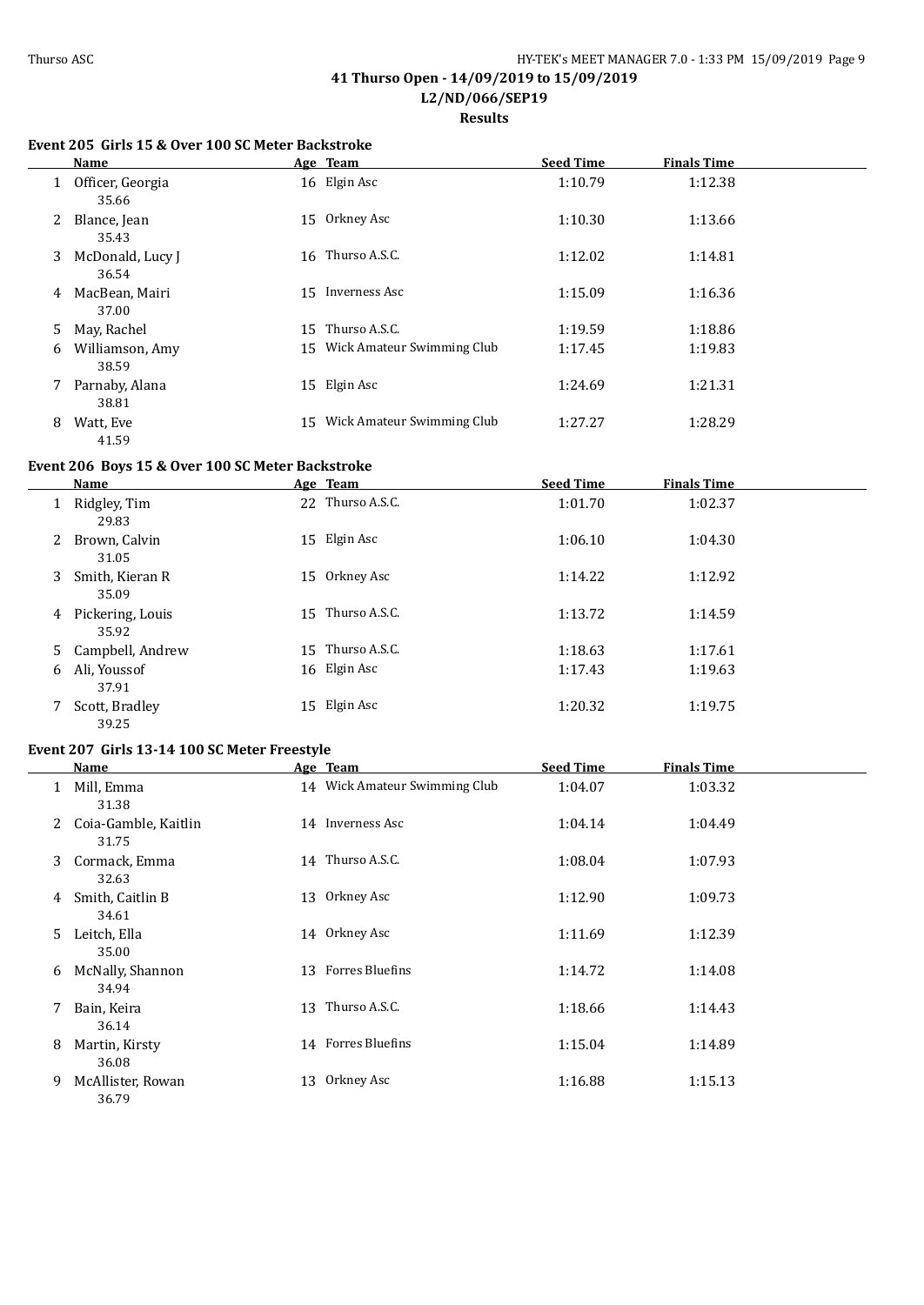# 41 Thurso Open - 14/09/2019 to 15/09/2019

## L2/ND/066/SEP19

## Results

### Event 205 Girls 15 & Over 100 SC Meter Backstroke

| | Name | Age | Team | Seed Time | Finals Time |
|---|---|---|---|---|---|
| 1 | Officer, Georgia | 16 | Elgin Asc | 1:10.79 | 1:12.38 |
| | 35.66 | | | | |
| 2 | Blance, Jean | 15 | Orkney Asc | 1:10.30 | 1:13.66 |
| | 35.43 | | | | |
| 3 | McDonald, Lucy J | 16 | Thurso A.S.C. | 1:12.02 | 1:14.81 |
| | 36.54 | | | | |
| 4 | MacBean, Mairi | 15 | Inverness Asc | 1:15.09 | 1:16.36 |
| | 37.00 | | | | |
| 5 | May, Rachel | 15 | Thurso A.S.C. | 1:19.59 | 1:18.86 |
| 6 | Williamson, Amy | 15 | Wick Amateur Swimming Club | 1:17.45 | 1:19.83 |
| | 38.59 | | | | |
| 7 | Parnaby, Alana | 15 | Elgin Asc | 1:24.69 | 1:21.31 |
| | 38.81 | | | | |
| 8 | Watt, Eve | 15 | Wick Amateur Swimming Club | 1:27.27 | 1:28.29 |
| | 41.59 | | | | |

### Event 206 Boys 15 & Over 100 SC Meter Backstroke

| | Name | Age | Team | Seed Time | Finals Time |
|---|---|---|---|---|---|
| 1 | Ridgley, Tim | 22 | Thurso A.S.C. | 1:01.70 | 1:02.37 |
| | 29.83 | | | | |
| 2 | Brown, Calvin | 15 | Elgin Asc | 1:06.10 | 1:04.30 |
| | 31.05 | | | | |
| 3 | Smith, Kieran R | 15 | Orkney Asc | 1:14.22 | 1:12.92 |
| | 35.09 | | | | |
| 4 | Pickering, Louis | 15 | Thurso A.S.C. | 1:13.72 | 1:14.59 |
| | 35.92 | | | | |
| 5 | Campbell, Andrew | 15 | Thurso A.S.C. | 1:18.63 | 1:17.61 |
| 6 | Ali, Youssof | 16 | Elgin Asc | 1:17.43 | 1:19.63 |
| | 37.91 | | | | |
| 7 | Scott, Bradley | 15 | Elgin Asc | 1:20.32 | 1:19.75 |
| | 39.25 | | | | |

### Event 207 Girls 13-14 100 SC Meter Freestyle

| | Name | Age | Team | Seed Time | Finals Time |
|---|---|---|---|---|---|
| 1 | Mill, Emma | 14 | Wick Amateur Swimming Club | 1:04.07 | 1:03.32 |
| | 31.38 | | | | |
| 2 | Coia-Gamble, Kaitlin | 14 | Inverness Asc | 1:04.14 | 1:04.49 |
| | 31.75 | | | | |
| 3 | Cormack, Emma | 14 | Thurso A.S.C. | 1:08.04 | 1:07.93 |
| | 32.63 | | | | |
| 4 | Smith, Caitlin B | 13 | Orkney Asc | 1:12.90 | 1:09.73 |
| | 34.61 | | | | |
| 5 | Leitch, Ella | 14 | Orkney Asc | 1:11.69 | 1:12.39 |
| | 35.00 | | | | |
| 6 | McNally, Shannon | 13 | Forres Bluefins | 1:14.72 | 1:14.08 |
| | 34.94 | | | | |
| 7 | Bain, Keira | 13 | Thurso A.S.C. | 1:18.66 | 1:14.43 |
| | 36.14 | | | | |
| 8 | Martin, Kirsty | 14 | Forres Bluefins | 1:15.04 | 1:14.89 |
| | 36.08 | | | | |
| 9 | McAllister, Rowan | 13 | Orkney Asc | 1:16.88 | 1:15.13 |
| | 36.79 | | | | |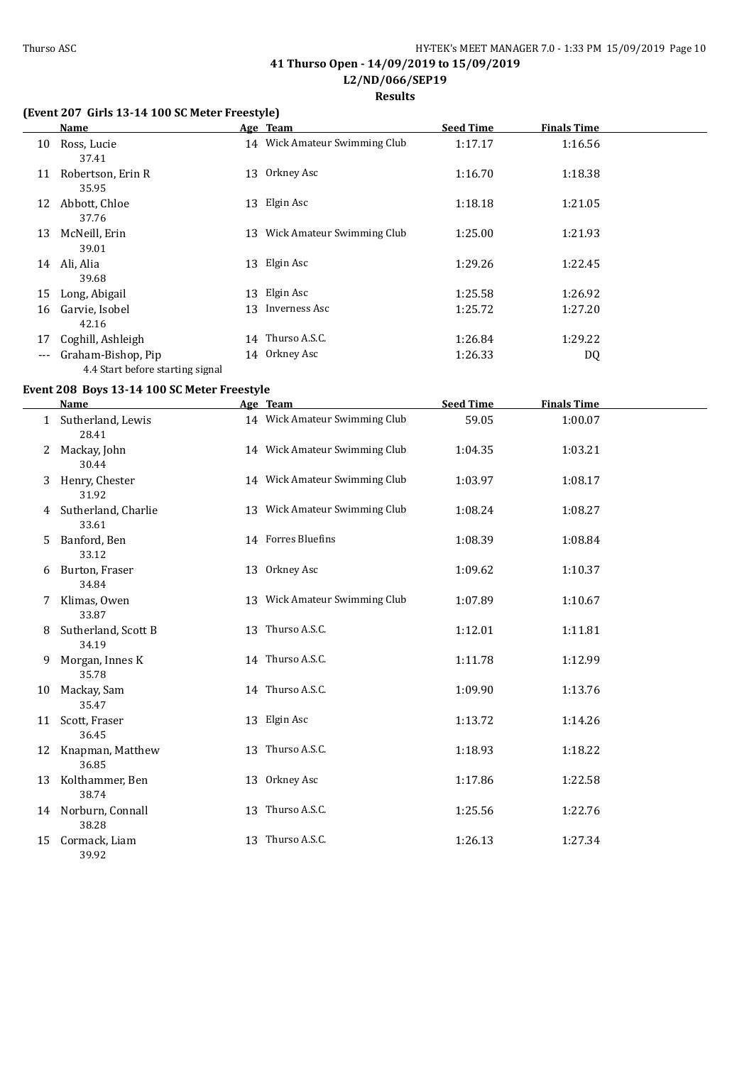## 41 Thurso Open - 14/09/2019 to 15/09/2019

### L2/ND/066/SEP19

### Results

### (Event 207 Girls 13-14 100 SC Meter Freestyle)

| | Name | Age | Team | Seed Time | Finals Time |
|---|---|---|---|---|---|
| 10 | Ross, Lucie<br>37.41 | 14 | Wick Amateur Swimming Club | 1:17.17 | 1:16.56 |
| 11 | Robertson, Erin R<br>35.95 | 13 | Orkney Asc | 1:16.70 | 1:18.38 |
| 12 | Abbott, Chloe<br>37.76 | 13 | Elgin Asc | 1:18.18 | 1:21.05 |
| 13 | McNeill, Erin<br>39.01 | 13 | Wick Amateur Swimming Club | 1:25.00 | 1:21.93 |
| 14 | Ali, Alia<br>39.68 | 13 | Elgin Asc | 1:29.26 | 1:22.45 |
| 15 | Long, Abigail | 13 | Elgin Asc | 1:25.58 | 1:26.92 |
| 16 | Garvie, Isobel<br>42.16 | 13 | Inverness Asc | 1:25.72 | 1:27.20 |
| 17 | Coghill, Ashleigh | 14 | Thurso A.S.C. | 1:26.84 | 1:29.22 |
| --- | Graham-Bishop, Pip<br>4.4 Start before starting signal | 14 | Orkney Asc | 1:26.33 | DQ |

### Event 208 Boys 13-14 100 SC Meter Freestyle

| | Name | Age | Team | Seed Time | Finals Time |
|---|---|---|---|---|---|
| 1 | Sutherland, Lewis<br>28.41 | 14 | Wick Amateur Swimming Club | 59.05 | 1:00.07 |
| 2 | Mackay, John<br>30.44 | 14 | Wick Amateur Swimming Club | 1:04.35 | 1:03.21 |
| 3 | Henry, Chester<br>31.92 | 14 | Wick Amateur Swimming Club | 1:03.97 | 1:08.17 |
| 4 | Sutherland, Charlie<br>33.61 | 13 | Wick Amateur Swimming Club | 1:08.24 | 1:08.27 |
| 5 | Banford, Ben<br>33.12 | 14 | Forres Bluefins | 1:08.39 | 1:08.84 |
| 6 | Burton, Fraser<br>34.84 | 13 | Orkney Asc | 1:09.62 | 1:10.37 |
| 7 | Klimas, Owen<br>33.87 | 13 | Wick Amateur Swimming Club | 1:07.89 | 1:10.67 |
| 8 | Sutherland, Scott B<br>34.19 | 13 | Thurso A.S.C. | 1:12.01 | 1:11.81 |
| 9 | Morgan, Innes K<br>35.78 | 14 | Thurso A.S.C. | 1:11.78 | 1:12.99 |
| 10 | Mackay, Sam<br>35.47 | 14 | Thurso A.S.C. | 1:09.90 | 1:13.76 |
| 11 | Scott, Fraser<br>36.45 | 13 | Elgin Asc | 1:13.72 | 1:14.26 |
| 12 | Knapman, Matthew<br>36.85 | 13 | Thurso A.S.C. | 1:18.93 | 1:18.22 |
| 13 | Kolthammer, Ben<br>38.74 | 13 | Orkney Asc | 1:17.86 | 1:22.58 |
| 14 | Norburn, Connall<br>38.28 | 13 | Thurso A.S.C. | 1:25.56 | 1:22.76 |
| 15 | Cormack, Liam<br>39.92 | 13 | Thurso A.S.C. | 1:26.13 | 1:27.34 |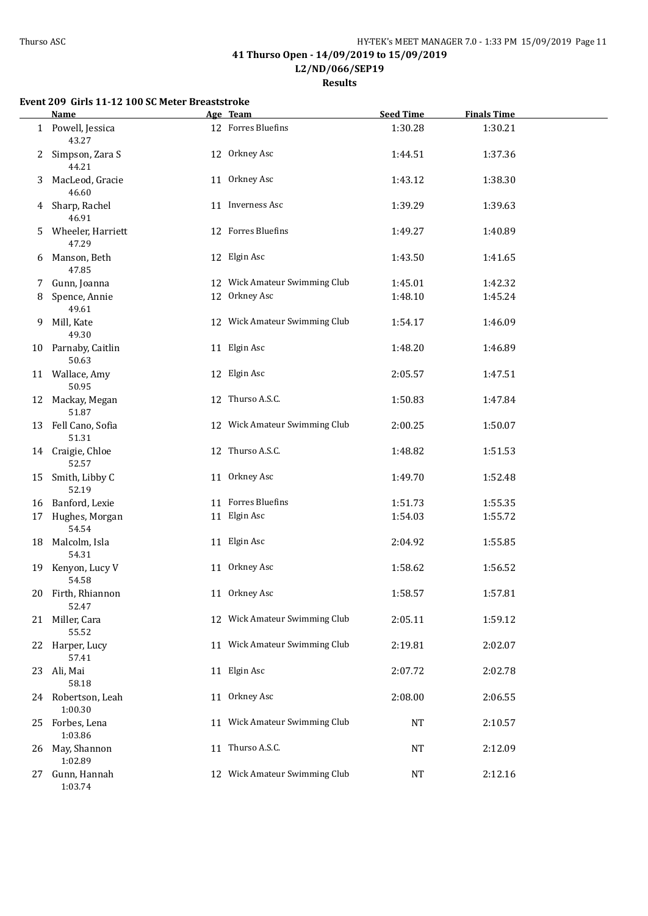# 41 Thurso Open - 14/09/2019 to 15/09/2019

## L2/ND/066/SEP19

### Results

**Event 209 Girls 11-12 100 SC Meter Breaststroke**

| | Name | Age | Team | Seed Time | Finals Time |
|---|---|---|---|---|---|
| 1 | Powell, Jessica<br>43.27 | 12 | Forres Bluefins | 1:30.28 | 1:30.21 |
| 2 | Simpson, Zara S<br>44.21 | 12 | Orkney Asc | 1:44.51 | 1:37.36 |
| 3 | MacLeod, Gracie<br>46.60 | 11 | Orkney Asc | 1:43.12 | 1:38.30 |
| 4 | Sharp, Rachel<br>46.91 | 11 | Inverness Asc | 1:39.29 | 1:39.63 |
| 5 | Wheeler, Harriett<br>47.29 | 12 | Forres Bluefins | 1:49.27 | 1:40.89 |
| 6 | Manson, Beth<br>47.85 | 12 | Elgin Asc | 1:43.50 | 1:41.65 |
| 7 | Gunn, Joanna | 12 | Wick Amateur Swimming Club | 1:45.01 | 1:42.32 |
| 8 | Spence, Annie<br>49.61 | 12 | Orkney Asc | 1:48.10 | 1:45.24 |
| 9 | Mill, Kate<br>49.30 | 12 | Wick Amateur Swimming Club | 1:54.17 | 1:46.09 |
| 10 | Parnaby, Caitlin<br>50.63 | 11 | Elgin Asc | 1:48.20 | 1:46.89 |
| 11 | Wallace, Amy<br>50.95 | 12 | Elgin Asc | 2:05.57 | 1:47.51 |
| 12 | Mackay, Megan<br>51.87 | 12 | Thurso A.S.C. | 1:50.83 | 1:47.84 |
| 13 | Fell Cano, Sofia<br>51.31 | 12 | Wick Amateur Swimming Club | 2:00.25 | 1:50.07 |
| 14 | Craigie, Chloe<br>52.57 | 12 | Thurso A.S.C. | 1:48.82 | 1:51.53 |
| 15 | Smith, Libby C<br>52.19 | 11 | Orkney Asc | 1:49.70 | 1:52.48 |
| 16 | Banford, Lexie | 11 | Forres Bluefins | 1:51.73 | 1:55.35 |
| 17 | Hughes, Morgan<br>54.54 | 11 | Elgin Asc | 1:54.03 | 1:55.72 |
| 18 | Malcolm, Isla<br>54.31 | 11 | Elgin Asc | 2:04.92 | 1:55.85 |
| 19 | Kenyon, Lucy V<br>54.58 | 11 | Orkney Asc | 1:58.62 | 1:56.52 |
| 20 | Firth, Rhiannon<br>52.47 | 11 | Orkney Asc | 1:58.57 | 1:57.81 |
| 21 | Miller, Cara<br>55.52 | 12 | Wick Amateur Swimming Club | 2:05.11 | 1:59.12 |
| 22 | Harper, Lucy<br>57.41 | 11 | Wick Amateur Swimming Club | 2:19.81 | 2:02.07 |
| 23 | Ali, Mai<br>58.18 | 11 | Elgin Asc | 2:07.72 | 2:02.78 |
| 24 | Robertson, Leah<br>1:00.30 | 11 | Orkney Asc | 2:08.00 | 2:06.55 |
| 25 | Forbes, Lena<br>1:03.86 | 11 | Wick Amateur Swimming Club | NT | 2:10.57 |
| 26 | May, Shannon<br>1:02.89 | 11 | Thurso A.S.C. | NT | 2:12.09 |
| 27 | Gunn, Hannah<br>1:03.74 | 12 | Wick Amateur Swimming Club | NT | 2:12.16 |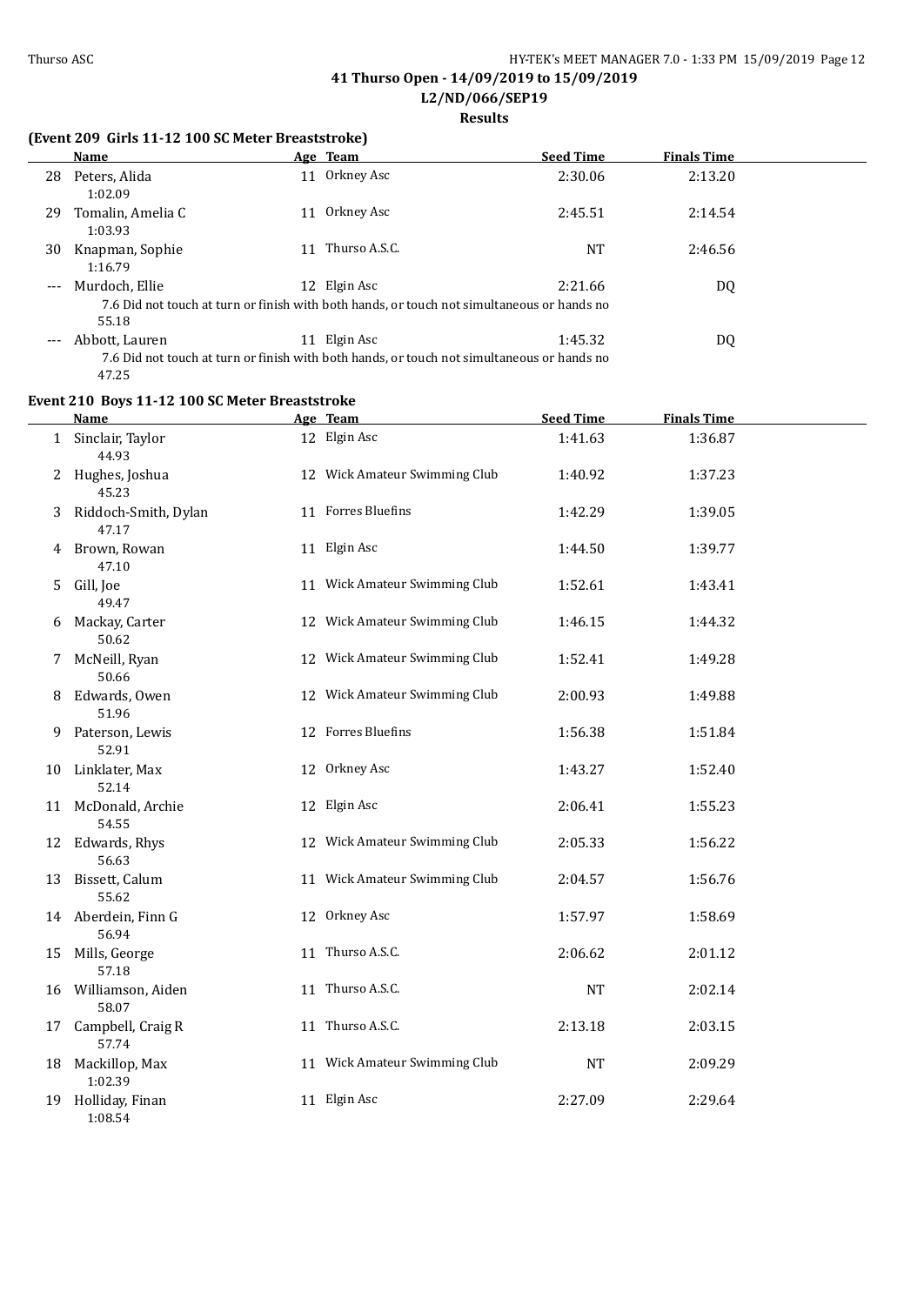**41 Thurso Open - 14/09/2019 to 15/09/2019**

**L2/ND/066/SEP19**

**Results**

### (Event 209 Girls 11-12 100 SC Meter Breaststroke)

| | Name | Age | Team | Seed Time | Finals Time |
|---|---|---|---|---|---|
| 28 | Peters, Alida | 11 | Orkney Asc | 2:30.06 | 2:13.20 |
| | 1:02.09 | | | | |
| 29 | Tomalin, Amelia C | 11 | Orkney Asc | 2:45.51 | 2:14.54 |
| | 1:03.93 | | | | |
| 30 | Knapman, Sophie | 11 | Thurso A.S.C. | NT | 2:46.56 |
| | 1:16.79 | | | | |
| --- | Murdoch, Ellie | 12 | Elgin Asc | 2:21.66 | DQ |
| | 7.6 Did not touch at turn or finish with both hands, or touch not simultaneous or hands no | | | | |
| | 55.18 | | | | |
| --- | Abbott, Lauren | 11 | Elgin Asc | 1:45.32 | DQ |
| | 7.6 Did not touch at turn or finish with both hands, or touch not simultaneous or hands no | | | | |
| | 47.25 | | | | |

### Event 210 Boys 11-12 100 SC Meter Breaststroke

| | Name | Age | Team | Seed Time | Finals Time |
|---|---|---|---|---|---|
| 1 | Sinclair, Taylor | 12 | Elgin Asc | 1:41.63 | 1:36.87 |
| | 44.93 | | | | |
| 2 | Hughes, Joshua | 12 | Wick Amateur Swimming Club | 1:40.92 | 1:37.23 |
| | 45.23 | | | | |
| 3 | Riddoch-Smith, Dylan | 11 | Forres Bluefins | 1:42.29 | 1:39.05 |
| | 47.17 | | | | |
| 4 | Brown, Rowan | 11 | Elgin Asc | 1:44.50 | 1:39.77 |
| | 47.10 | | | | |
| 5 | Gill, Joe | 11 | Wick Amateur Swimming Club | 1:52.61 | 1:43.41 |
| | 49.47 | | | | |
| 6 | Mackay, Carter | 12 | Wick Amateur Swimming Club | 1:46.15 | 1:44.32 |
| | 50.62 | | | | |
| 7 | McNeill, Ryan | 12 | Wick Amateur Swimming Club | 1:52.41 | 1:49.28 |
| | 50.66 | | | | |
| 8 | Edwards, Owen | 12 | Wick Amateur Swimming Club | 2:00.93 | 1:49.88 |
| | 51.96 | | | | |
| 9 | Paterson, Lewis | 12 | Forres Bluefins | 1:56.38 | 1:51.84 |
| | 52.91 | | | | |
| 10 | Linklater, Max | 12 | Orkney Asc | 1:43.27 | 1:52.40 |
| | 52.14 | | | | |
| 11 | McDonald, Archie | 12 | Elgin Asc | 2:06.41 | 1:55.23 |
| | 54.55 | | | | |
| 12 | Edwards, Rhys | 12 | Wick Amateur Swimming Club | 2:05.33 | 1:56.22 |
| | 56.63 | | | | |
| 13 | Bissett, Calum | 11 | Wick Amateur Swimming Club | 2:04.57 | 1:56.76 |
| | 55.62 | | | | |
| 14 | Aberdein, Finn G | 12 | Orkney Asc | 1:57.97 | 1:58.69 |
| | 56.94 | | | | |
| 15 | Mills, George | 11 | Thurso A.S.C. | 2:06.62 | 2:01.12 |
| | 57.18 | | | | |
| 16 | Williamson, Aiden | 11 | Thurso A.S.C. | NT | 2:02.14 |
| | 58.07 | | | | |
| 17 | Campbell, Craig R | 11 | Thurso A.S.C. | 2:13.18 | 2:03.15 |
| | 57.74 | | | | |
| 18 | Mackillop, Max | 11 | Wick Amateur Swimming Club | NT | 2:09.29 |
| | 1:02.39 | | | | |
| 19 | Holliday, Finan | 11 | Elgin Asc | 2:27.09 | 2:29.64 |
| | 1:08.54 | | | | |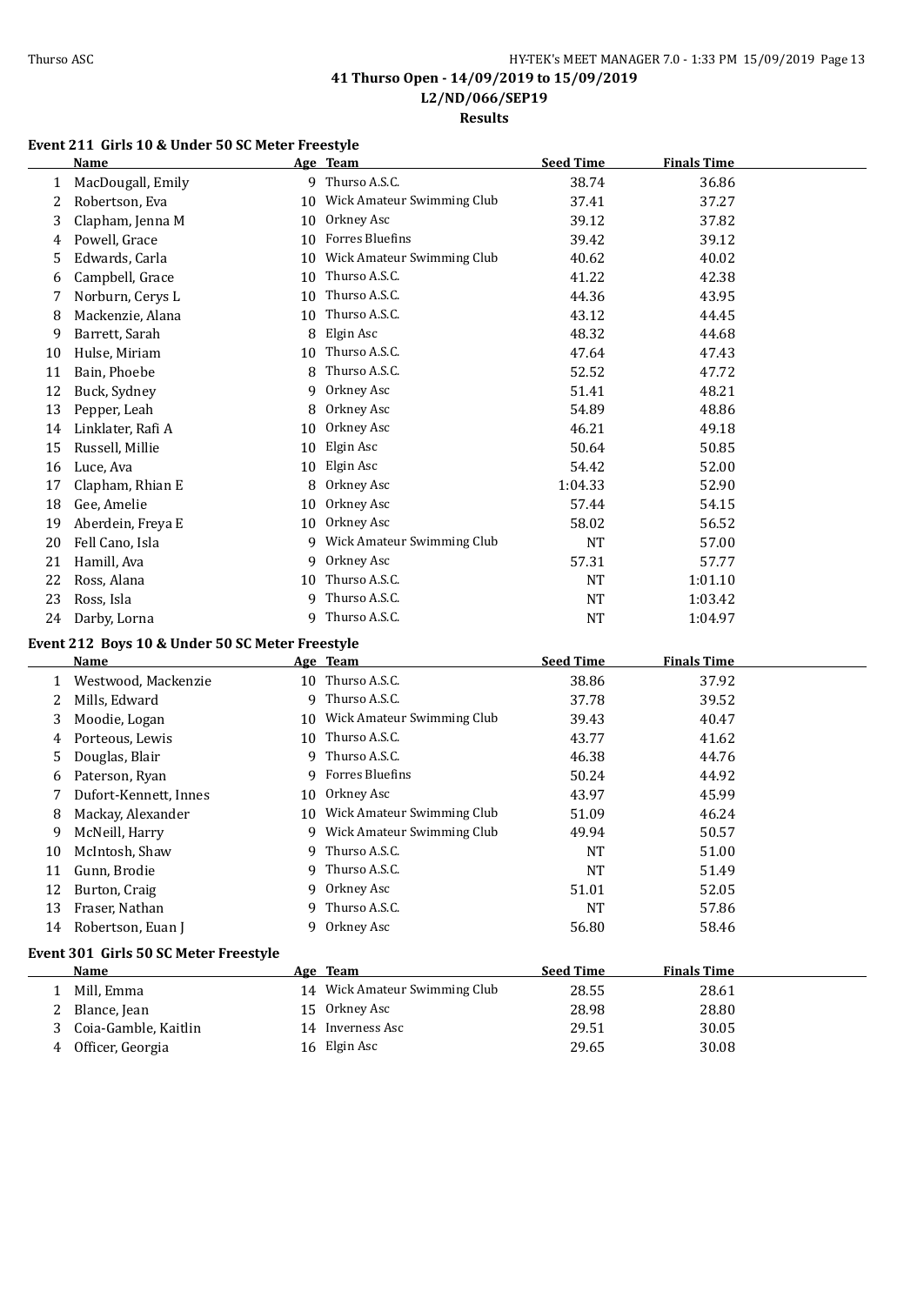# 41 Thurso Open - 14/09/2019 to 15/09/2019

## L2/ND/066/SEP19

### Results

**Event 211 Girls 10 & Under 50 SC Meter Freestyle**

| | Name | Age | Team | Seed Time | Finals Time |
|---|---|---|---|---|---|
| 1 | MacDougall, Emily | 9 | Thurso A.S.C. | 38.74 | 36.86 |
| 2 | Robertson, Eva | 10 | Wick Amateur Swimming Club | 37.41 | 37.27 |
| 3 | Clapham, Jenna M | 10 | Orkney Asc | 39.12 | 37.82 |
| 4 | Powell, Grace | 10 | Forres Bluefins | 39.42 | 39.12 |
| 5 | Edwards, Carla | 10 | Wick Amateur Swimming Club | 40.62 | 40.02 |
| 6 | Campbell, Grace | 10 | Thurso A.S.C. | 41.22 | 42.38 |
| 7 | Norburn, Cerys L | 10 | Thurso A.S.C. | 44.36 | 43.95 |
| 8 | Mackenzie, Alana | 10 | Thurso A.S.C. | 43.12 | 44.45 |
| 9 | Barrett, Sarah | 8 | Elgin Asc | 48.32 | 44.68 |
| 10 | Hulse, Miriam | 10 | Thurso A.S.C. | 47.64 | 47.43 |
| 11 | Bain, Phoebe | 8 | Thurso A.S.C. | 52.52 | 47.72 |
| 12 | Buck, Sydney | 9 | Orkney Asc | 51.41 | 48.21 |
| 13 | Pepper, Leah | 8 | Orkney Asc | 54.89 | 48.86 |
| 14 | Linklater, Rafi A | 10 | Orkney Asc | 46.21 | 49.18 |
| 15 | Russell, Millie | 10 | Elgin Asc | 50.64 | 50.85 |
| 16 | Luce, Ava | 10 | Elgin Asc | 54.42 | 52.00 |
| 17 | Clapham, Rhian E | 8 | Orkney Asc | 1:04.33 | 52.90 |
| 18 | Gee, Amelie | 10 | Orkney Asc | 57.44 | 54.15 |
| 19 | Aberdein, Freya E | 10 | Orkney Asc | 58.02 | 56.52 |
| 20 | Fell Cano, Isla | 9 | Wick Amateur Swimming Club | NT | 57.00 |
| 21 | Hamill, Ava | 9 | Orkney Asc | 57.31 | 57.77 |
| 22 | Ross, Alana | 10 | Thurso A.S.C. | NT | 1:01.10 |
| 23 | Ross, Isla | 9 | Thurso A.S.C. | NT | 1:03.42 |
| 24 | Darby, Lorna | 9 | Thurso A.S.C. | NT | 1:04.97 |

**Event 212 Boys 10 & Under 50 SC Meter Freestyle**

| | Name | Age | Team | Seed Time | Finals Time |
|---|---|---|---|---|---|
| 1 | Westwood, Mackenzie | 10 | Thurso A.S.C. | 38.86 | 37.92 |
| 2 | Mills, Edward | 9 | Thurso A.S.C. | 37.78 | 39.52 |
| 3 | Moodie, Logan | 10 | Wick Amateur Swimming Club | 39.43 | 40.47 |
| 4 | Porteous, Lewis | 10 | Thurso A.S.C. | 43.77 | 41.62 |
| 5 | Douglas, Blair | 9 | Thurso A.S.C. | 46.38 | 44.76 |
| 6 | Paterson, Ryan | 9 | Forres Bluefins | 50.24 | 44.92 |
| 7 | Dufort-Kennett, Innes | 10 | Orkney Asc | 43.97 | 45.99 |
| 8 | Mackay, Alexander | 10 | Wick Amateur Swimming Club | 51.09 | 46.24 |
| 9 | McNeill, Harry | 9 | Wick Amateur Swimming Club | 49.94 | 50.57 |
| 10 | McIntosh, Shaw | 9 | Thurso A.S.C. | NT | 51.00 |
| 11 | Gunn, Brodie | 9 | Thurso A.S.C. | NT | 51.49 |
| 12 | Burton, Craig | 9 | Orkney Asc | 51.01 | 52.05 |
| 13 | Fraser, Nathan | 9 | Thurso A.S.C. | NT | 57.86 |
| 14 | Robertson, Euan J | 9 | Orkney Asc | 56.80 | 58.46 |

**Event 301 Girls 50 SC Meter Freestyle**

| | Name | Age | Team | Seed Time | Finals Time |
|---|---|---|---|---|---|
| 1 | Mill, Emma | 14 | Wick Amateur Swimming Club | 28.55 | 28.61 |
| 2 | Blance, Jean | 15 | Orkney Asc | 28.98 | 28.80 |
| 3 | Coia-Gamble, Kaitlin | 14 | Inverness Asc | 29.51 | 30.05 |
| 4 | Officer, Georgia | 16 | Elgin Asc | 29.65 | 30.08 |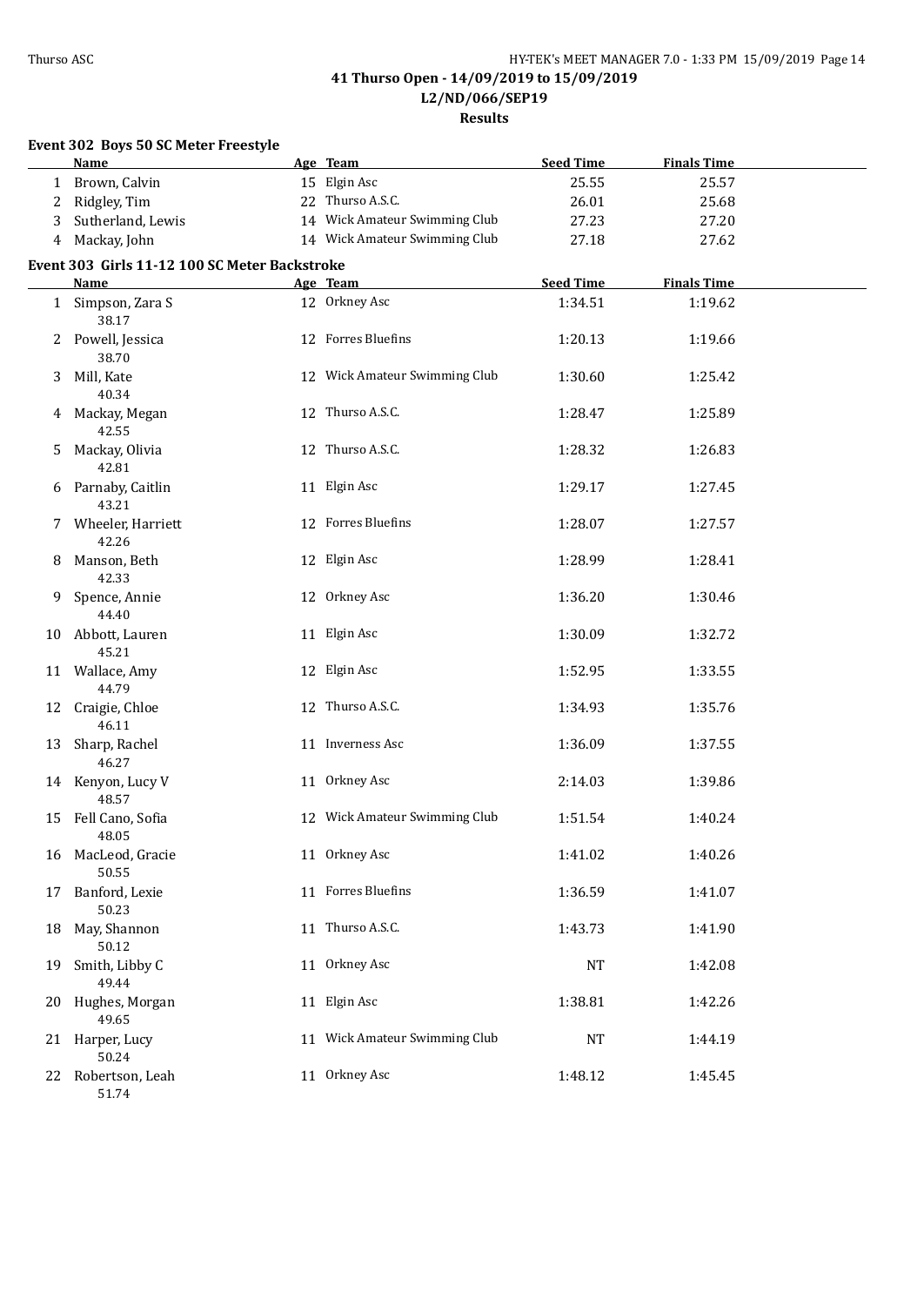**41 Thurso Open - 14/09/2019 to 15/09/2019**
**L2/ND/066/SEP19**
**Results**

### Event 302 Boys 50 SC Meter Freestyle

| | Name | Age | Team | Seed Time | Finals Time |
|---|---|---|---|---|---|
| 1 | Brown, Calvin | 15 | Elgin Asc | 25.55 | 25.57 |
| 2 | Ridgley, Tim | 22 | Thurso A.S.C. | 26.01 | 25.68 |
| 3 | Sutherland, Lewis | 14 | Wick Amateur Swimming Club | 27.23 | 27.20 |
| 4 | Mackay, John | 14 | Wick Amateur Swimming Club | 27.18 | 27.62 |

### Event 303 Girls 11-12 100 SC Meter Backstroke

| | Name | Age | Team | Seed Time | Finals Time |
|---|---|---|---|---|---|
| 1 | Simpson, Zara S | 12 | Orkney Asc | 1:34.51 | 1:19.62 |
| | 38.17 | | | | |
| 2 | Powell, Jessica | 12 | Forres Bluefins | 1:20.13 | 1:19.66 |
| | 38.70 | | | | |
| 3 | Mill, Kate | 12 | Wick Amateur Swimming Club | 1:30.60 | 1:25.42 |
| | 40.34 | | | | |
| 4 | Mackay, Megan | 12 | Thurso A.S.C. | 1:28.47 | 1:25.89 |
| | 42.55 | | | | |
| 5 | Mackay, Olivia | 12 | Thurso A.S.C. | 1:28.32 | 1:26.83 |
| | 42.81 | | | | |
| 6 | Parnaby, Caitlin | 11 | Elgin Asc | 1:29.17 | 1:27.45 |
| | 43.21 | | | | |
| 7 | Wheeler, Harriett | 12 | Forres Bluefins | 1:28.07 | 1:27.57 |
| | 42.26 | | | | |
| 8 | Manson, Beth | 12 | Elgin Asc | 1:28.99 | 1:28.41 |
| | 42.33 | | | | |
| 9 | Spence, Annie | 12 | Orkney Asc | 1:36.20 | 1:30.46 |
| | 44.40 | | | | |
| 10 | Abbott, Lauren | 11 | Elgin Asc | 1:30.09 | 1:32.72 |
| | 45.21 | | | | |
| 11 | Wallace, Amy | 12 | Elgin Asc | 1:52.95 | 1:33.55 |
| | 44.79 | | | | |
| 12 | Craigie, Chloe | 12 | Thurso A.S.C. | 1:34.93 | 1:35.76 |
| | 46.11 | | | | |
| 13 | Sharp, Rachel | 11 | Inverness Asc | 1:36.09 | 1:37.55 |
| | 46.27 | | | | |
| 14 | Kenyon, Lucy V | 11 | Orkney Asc | 2:14.03 | 1:39.86 |
| | 48.57 | | | | |
| 15 | Fell Cano, Sofia | 12 | Wick Amateur Swimming Club | 1:51.54 | 1:40.24 |
| | 48.05 | | | | |
| 16 | MacLeod, Gracie | 11 | Orkney Asc | 1:41.02 | 1:40.26 |
| | 50.55 | | | | |
| 17 | Banford, Lexie | 11 | Forres Bluefins | 1:36.59 | 1:41.07 |
| | 50.23 | | | | |
| 18 | May, Shannon | 11 | Thurso A.S.C. | 1:43.73 | 1:41.90 |
| | 50.12 | | | | |
| 19 | Smith, Libby C | 11 | Orkney Asc | NT | 1:42.08 |
| | 49.44 | | | | |
| 20 | Hughes, Morgan | 11 | Elgin Asc | 1:38.81 | 1:42.26 |
| | 49.65 | | | | |
| 21 | Harper, Lucy | 11 | Wick Amateur Swimming Club | NT | 1:44.19 |
| | 50.24 | | | | |
| 22 | Robertson, Leah | 11 | Orkney Asc | 1:48.12 | 1:45.45 |
| | 51.74 | | | | |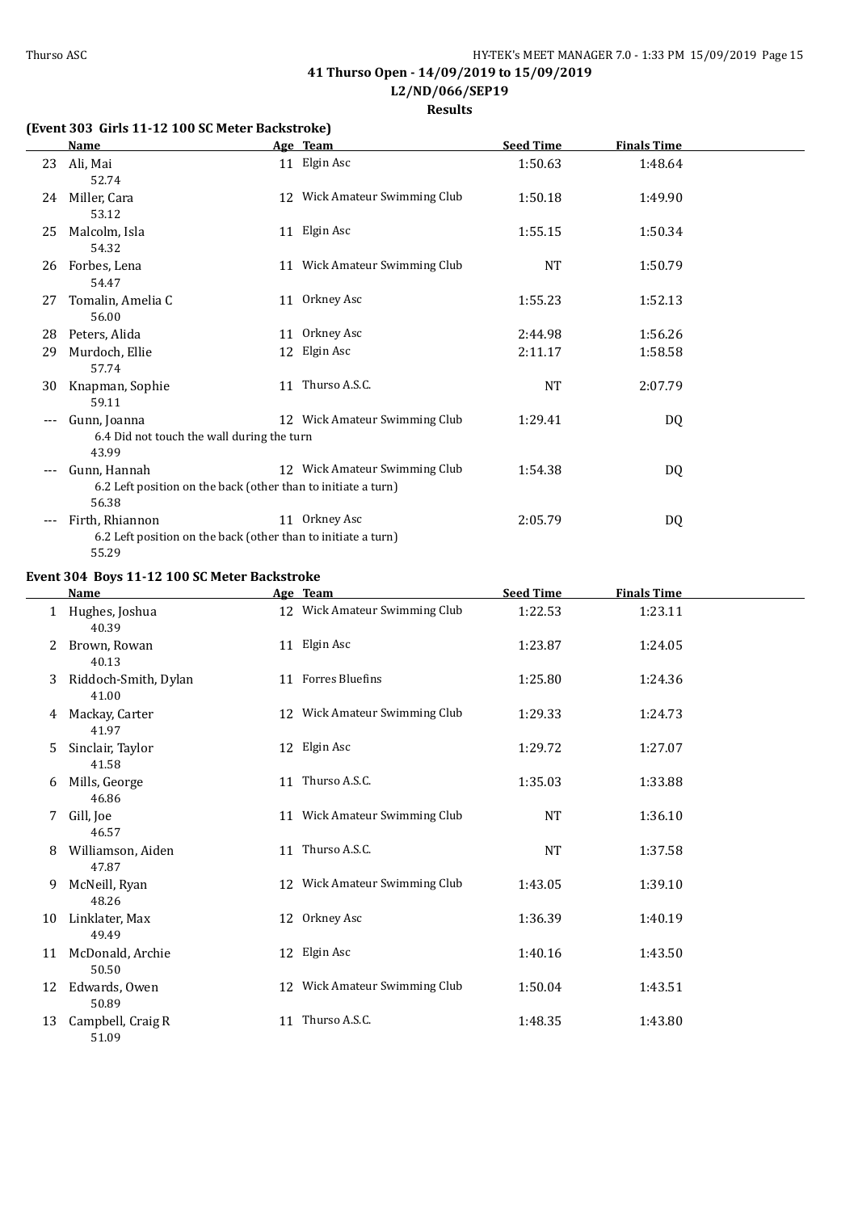41 Thurso Open - 14/09/2019 to 15/09/2019

L2/ND/066/SEP19

**Results**

### (Event 303 Girls 11-12 100 SC Meter Backstroke)

| | Name | Age | Team | Seed Time | Finals Time |
|---|---|---|---|---|---|
| 23 | Ali, Mai<br>52.74 | 11 | Elgin Asc | 1:50.63 | 1:48.64 |
| 24 | Miller, Cara<br>53.12 | 12 | Wick Amateur Swimming Club | 1:50.18 | 1:49.90 |
| 25 | Malcolm, Isla<br>54.32 | 11 | Elgin Asc | 1:55.15 | 1:50.34 |
| 26 | Forbes, Lena<br>54.47 | 11 | Wick Amateur Swimming Club | NT | 1:50.79 |
| 27 | Tomalin, Amelia C<br>56.00 | 11 | Orkney Asc | 1:55.23 | 1:52.13 |
| 28 | Peters, Alida | 11 | Orkney Asc | 2:44.98 | 1:56.26 |
| 29 | Murdoch, Ellie<br>57.74 | 12 | Elgin Asc | 2:11.17 | 1:58.58 |
| 30 | Knapman, Sophie<br>59.11 | 11 | Thurso A.S.C. | NT | 2:07.79 |
| --- | Gunn, Joanna<br>6.4 Did not touch the wall during the turn<br>43.99 | 12 | Wick Amateur Swimming Club | 1:29.41 | DQ |
| --- | Gunn, Hannah<br>6.2 Left position on the back (other than to initiate a turn)<br>56.38 | 12 | Wick Amateur Swimming Club | 1:54.38 | DQ |
| --- | Firth, Rhiannon<br>6.2 Left position on the back (other than to initiate a turn)<br>55.29 | 11 | Orkney Asc | 2:05.79 | DQ |

### Event 304 Boys 11-12 100 SC Meter Backstroke

| | Name | Age | Team | Seed Time | Finals Time |
|---|---|---|---|---|---|
| 1 | Hughes, Joshua<br>40.39 | 12 | Wick Amateur Swimming Club | 1:22.53 | 1:23.11 |
| 2 | Brown, Rowan<br>40.13 | 11 | Elgin Asc | 1:23.87 | 1:24.05 |
| 3 | Riddoch-Smith, Dylan<br>41.00 | 11 | Forres Bluefins | 1:25.80 | 1:24.36 |
| 4 | Mackay, Carter<br>41.97 | 12 | Wick Amateur Swimming Club | 1:29.33 | 1:24.73 |
| 5 | Sinclair, Taylor<br>41.58 | 12 | Elgin Asc | 1:29.72 | 1:27.07 |
| 6 | Mills, George<br>46.86 | 11 | Thurso A.S.C. | 1:35.03 | 1:33.88 |
| 7 | Gill, Joe<br>46.57 | 11 | Wick Amateur Swimming Club | NT | 1:36.10 |
| 8 | Williamson, Aiden<br>47.87 | 11 | Thurso A.S.C. | NT | 1:37.58 |
| 9 | McNeill, Ryan<br>48.26 | 12 | Wick Amateur Swimming Club | 1:43.05 | 1:39.10 |
| 10 | Linklater, Max<br>49.49 | 12 | Orkney Asc | 1:36.39 | 1:40.19 |
| 11 | McDonald, Archie<br>50.50 | 12 | Elgin Asc | 1:40.16 | 1:43.50 |
| 12 | Edwards, Owen<br>50.89 | 12 | Wick Amateur Swimming Club | 1:50.04 | 1:43.51 |
| 13 | Campbell, Craig R<br>51.09 | 11 | Thurso A.S.C. | 1:48.35 | 1:43.80 |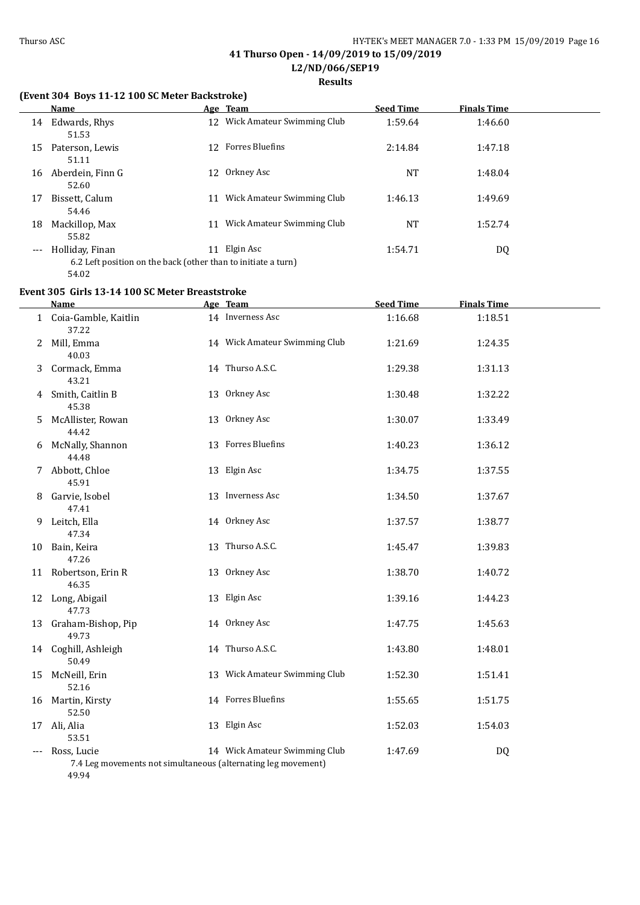41 Thurso Open - 14/09/2019 to 15/09/2019

L2/ND/066/SEP19

**Results**

### (Event 304 Boys 11-12 100 SC Meter Backstroke)

| | Name | Age | Team | Seed Time | Finals Time |
|---|---|---|---|---|---|
| 14 | Edwards, Rhys | 12 | Wick Amateur Swimming Club | 1:59.64 | 1:46.60 |
| | 51.53 | | | | |
| 15 | Paterson, Lewis | 12 | Forres Bluefins | 2:14.84 | 1:47.18 |
| | 51.11 | | | | |
| 16 | Aberdein, Finn G | 12 | Orkney Asc | NT | 1:48.04 |
| | 52.60 | | | | |
| 17 | Bissett, Calum | 11 | Wick Amateur Swimming Club | 1:46.13 | 1:49.69 |
| | 54.46 | | | | |
| 18 | Mackillop, Max | 11 | Wick Amateur Swimming Club | NT | 1:52.74 |
| | 55.82 | | | | |
| --- | Holliday, Finan | 11 | Elgin Asc | 1:54.71 | DQ |
| | 6.2 Left position on the back (other than to initiate a turn) | | | | |
| | 54.02 | | | | |

### Event 305 Girls 13-14 100 SC Meter Breaststroke

| | Name | Age | Team | Seed Time | Finals Time |
|---|---|---|---|---|---|
| 1 | Coia-Gamble, Kaitlin | 14 | Inverness Asc | 1:16.68 | 1:18.51 |
| | 37.22 | | | | |
| 2 | Mill, Emma | 14 | Wick Amateur Swimming Club | 1:21.69 | 1:24.35 |
| | 40.03 | | | | |
| 3 | Cormack, Emma | 14 | Thurso A.S.C. | 1:29.38 | 1:31.13 |
| | 43.21 | | | | |
| 4 | Smith, Caitlin B | 13 | Orkney Asc | 1:30.48 | 1:32.22 |
| | 45.38 | | | | |
| 5 | McAllister, Rowan | 13 | Orkney Asc | 1:30.07 | 1:33.49 |
| | 44.42 | | | | |
| 6 | McNally, Shannon | 13 | Forres Bluefins | 1:40.23 | 1:36.12 |
| | 44.48 | | | | |
| 7 | Abbott, Chloe | 13 | Elgin Asc | 1:34.75 | 1:37.55 |
| | 45.91 | | | | |
| 8 | Garvie, Isobel | 13 | Inverness Asc | 1:34.50 | 1:37.67 |
| | 47.41 | | | | |
| 9 | Leitch, Ella | 14 | Orkney Asc | 1:37.57 | 1:38.77 |
| | 47.34 | | | | |
| 10 | Bain, Keira | 13 | Thurso A.S.C. | 1:45.47 | 1:39.83 |
| | 47.26 | | | | |
| 11 | Robertson, Erin R | 13 | Orkney Asc | 1:38.70 | 1:40.72 |
| | 46.35 | | | | |
| 12 | Long, Abigail | 13 | Elgin Asc | 1:39.16 | 1:44.23 |
| | 47.73 | | | | |
| 13 | Graham-Bishop, Pip | 14 | Orkney Asc | 1:47.75 | 1:45.63 |
| | 49.73 | | | | |
| 14 | Coghill, Ashleigh | 14 | Thurso A.S.C. | 1:43.80 | 1:48.01 |
| | 50.49 | | | | |
| 15 | McNeill, Erin | 13 | Wick Amateur Swimming Club | 1:52.30 | 1:51.41 |
| | 52.16 | | | | |
| 16 | Martin, Kirsty | 14 | Forres Bluefins | 1:55.65 | 1:51.75 |
| | 52.50 | | | | |
| 17 | Ali, Alia | 13 | Elgin Asc | 1:52.03 | 1:54.03 |
| | 53.51 | | | | |
| --- | Ross, Lucie | 14 | Wick Amateur Swimming Club | 1:47.69 | DQ |
| | 7.4 Leg movements not simultaneous (alternating leg movement) | | | | |
| | 49.94 | | | | |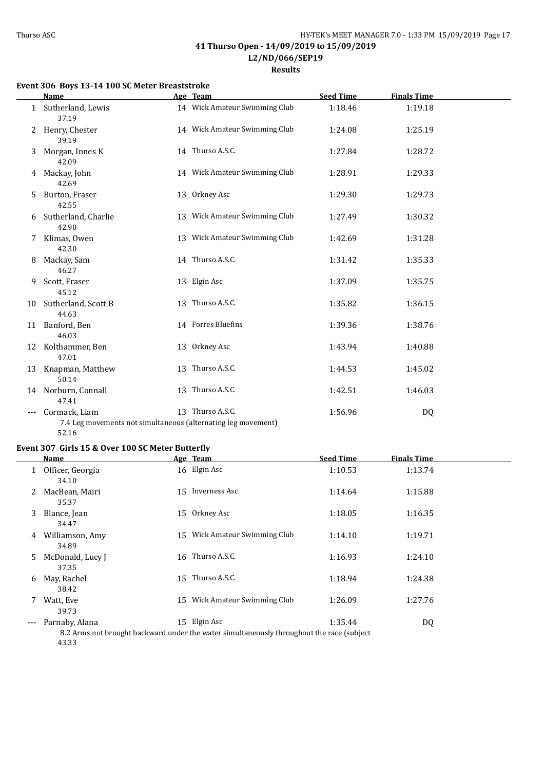## 41 Thurso Open - 14/09/2019 to 15/09/2019

### L2/ND/066/SEP19

### Results

#### Event 306 Boys 13-14 100 SC Meter Breaststroke

| | Name | Age | Team | Seed Time | Finals Time |
|---|---|---|---|---|---|
| 1 | Sutherland, Lewis | 14 | Wick Amateur Swimming Club | 1:18.46 | 1:19.18 |
| | 37.19 | | | | |
| 2 | Henry, Chester | 14 | Wick Amateur Swimming Club | 1:24.08 | 1:25.19 |
| | 39.19 | | | | |
| 3 | Morgan, Innes K | 14 | Thurso A.S.C. | 1:27.84 | 1:28.72 |
| | 42.09 | | | | |
| 4 | Mackay, John | 14 | Wick Amateur Swimming Club | 1:28.91 | 1:29.33 |
| | 42.69 | | | | |
| 5 | Burton, Fraser | 13 | Orkney Asc | 1:29.30 | 1:29.73 |
| | 42.55 | | | | |
| 6 | Sutherland, Charlie | 13 | Wick Amateur Swimming Club | 1:27.49 | 1:30.32 |
| | 42.90 | | | | |
| 7 | Klimas, Owen | 13 | Wick Amateur Swimming Club | 1:42.69 | 1:31.28 |
| | 42.30 | | | | |
| 8 | Mackay, Sam | 14 | Thurso A.S.C. | 1:31.42 | 1:35.33 |
| | 46.27 | | | | |
| 9 | Scott, Fraser | 13 | Elgin Asc | 1:37.09 | 1:35.75 |
| | 45.12 | | | | |
| 10 | Sutherland, Scott B | 13 | Thurso A.S.C. | 1:35.82 | 1:36.15 |
| | 44.63 | | | | |
| 11 | Banford, Ben | 14 | Forres Bluefins | 1:39.36 | 1:38.76 |
| | 46.03 | | | | |
| 12 | Kolthammer, Ben | 13 | Orkney Asc | 1:43.94 | 1:40.88 |
| | 47.01 | | | | |
| 13 | Knapman, Matthew | 13 | Thurso A.S.C. | 1:44.53 | 1:45.02 |
| | 50.14 | | | | |
| 14 | Norburn, Connall | 13 | Thurso A.S.C. | 1:42.51 | 1:46.03 |
| | 47.41 | | | | |
| --- | Cormack, Liam | 13 | Thurso A.S.C. | 1:56.96 | DQ |
| | 7.4 Leg movements not simultaneous (alternating leg movement) | | | | |
| | 52.16 | | | | |

#### Event 307 Girls 15 & Over 100 SC Meter Butterfly

| | Name | Age | Team | Seed Time | Finals Time |
|---|---|---|---|---|---|
| 1 | Officer, Georgia | 16 | Elgin Asc | 1:10.53 | 1:13.74 |
| | 34.10 | | | | |
| 2 | MacBean, Mairi | 15 | Inverness Asc | 1:14.64 | 1:15.88 |
| | 35.37 | | | | |
| 3 | Blance, Jean | 15 | Orkney Asc | 1:18.05 | 1:16.35 |
| | 34.47 | | | | |
| 4 | Williamson, Amy | 15 | Wick Amateur Swimming Club | 1:14.10 | 1:19.71 |
| | 34.89 | | | | |
| 5 | McDonald, Lucy J | 16 | Thurso A.S.C. | 1:16.93 | 1:24.10 |
| | 37.35 | | | | |
| 6 | May, Rachel | 15 | Thurso A.S.C. | 1:18.94 | 1:24.38 |
| | 38.42 | | | | |
| 7 | Watt, Eve | 15 | Wick Amateur Swimming Club | 1:26.09 | 1:27.76 |
| | 39.73 | | | | |
| --- | Parnaby, Alana | 15 | Elgin Asc | 1:35.44 | DQ |
| | 8.2 Arms not brought backward under the water simultaneously throughout the race (subject | | | | |
| | 43.33 | | | | |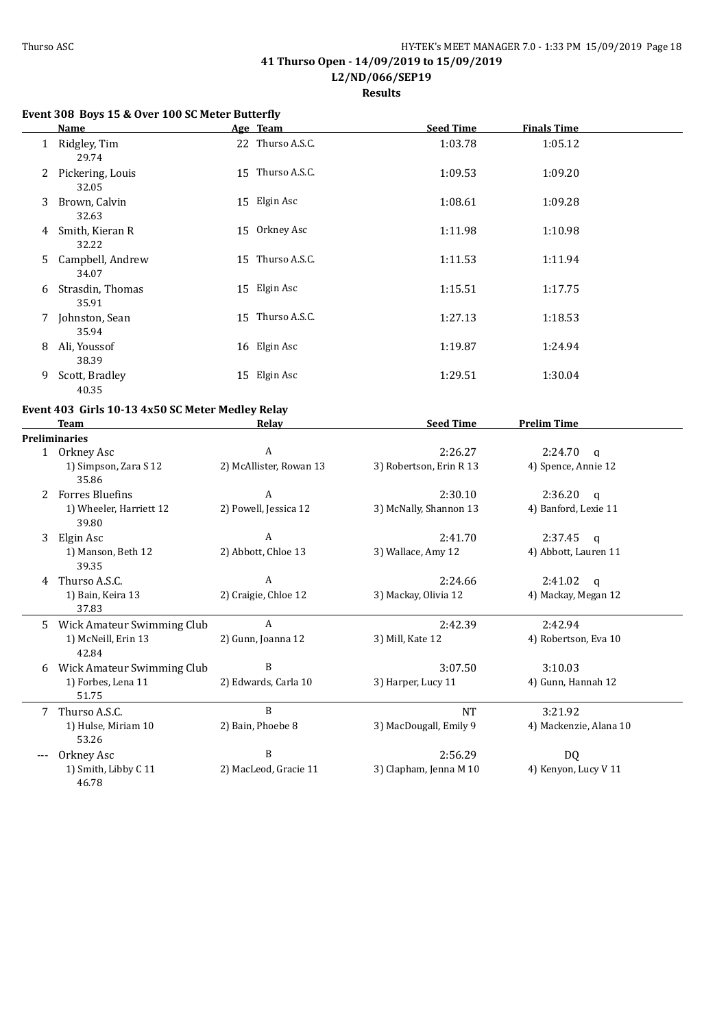41 Thurso Open - 14/09/2019 to 15/09/2019

L2/ND/066/SEP19

**Results**

### Event 308 Boys 15 & Over 100 SC Meter Butterfly

| | Name | Age | Team | Seed Time | Finals Time |
|---|---|---|---|---|---|
| 1 | Ridgley, Tim | 22 | Thurso A.S.C. | 1:03.78 | 1:05.12 |
| | 29.74 | | | | |
| 2 | Pickering, Louis | 15 | Thurso A.S.C. | 1:09.53 | 1:09.20 |
| | 32.05 | | | | |
| 3 | Brown, Calvin | 15 | Elgin Asc | 1:08.61 | 1:09.28 |
| | 32.63 | | | | |
| 4 | Smith, Kieran R | 15 | Orkney Asc | 1:11.98 | 1:10.98 |
| | 32.22 | | | | |
| 5 | Campbell, Andrew | 15 | Thurso A.S.C. | 1:11.53 | 1:11.94 |
| | 34.07 | | | | |
| 6 | Strasdin, Thomas | 15 | Elgin Asc | 1:15.51 | 1:17.75 |
| | 35.91 | | | | |
| 7 | Johnston, Sean | 15 | Thurso A.S.C. | 1:27.13 | 1:18.53 |
| | 35.94 | | | | |
| 8 | Ali, Youssof | 16 | Elgin Asc | 1:19.87 | 1:24.94 |
| | 38.39 | | | | |
| 9 | Scott, Bradley | 15 | Elgin Asc | 1:29.51 | 1:30.04 |
| | 40.35 | | | | |

### Event 403 Girls 10-13 4x50 SC Meter Medley Relay

| | Team | Relay | Seed Time | Prelim Time |
|---|---|---|---|---|
| **Preliminaries** | | | | |
| 1 | Orkney Asc | A | 2:26.27 | 2:24.70 q |
| | 1) Simpson, Zara S 12 | 2) McAllister, Rowan 13 | 3) Robertson, Erin R 13 | 4) Spence, Annie 12 |
| | 35.86 | | | |
| 2 | Forres Bluefins | A | 2:30.10 | 2:36.20 q |
| | 1) Wheeler, Harriett 12 | 2) Powell, Jessica 12 | 3) McNally, Shannon 13 | 4) Banford, Lexie 11 |
| | 39.80 | | | |
| 3 | Elgin Asc | A | 2:41.70 | 2:37.45 q |
| | 1) Manson, Beth 12 | 2) Abbott, Chloe 13 | 3) Wallace, Amy 12 | 4) Abbott, Lauren 11 |
| | 39.35 | | | |
| 4 | Thurso A.S.C. | A | 2:24.66 | 2:41.02 q |
| | 1) Bain, Keira 13 | 2) Craigie, Chloe 12 | 3) Mackay, Olivia 12 | 4) Mackay, Megan 12 |
| | 37.83 | | | |
| 5 | Wick Amateur Swimming Club | A | 2:42.39 | 2:42.94 |
| | 1) McNeill, Erin 13 | 2) Gunn, Joanna 12 | 3) Mill, Kate 12 | 4) Robertson, Eva 10 |
| | 42.84 | | | |
| 6 | Wick Amateur Swimming Club | B | 3:07.50 | 3:10.03 |
| | 1) Forbes, Lena 11 | 2) Edwards, Carla 10 | 3) Harper, Lucy 11 | 4) Gunn, Hannah 12 |
| | 51.75 | | | |
| 7 | Thurso A.S.C. | B | NT | 3:21.92 |
| | 1) Hulse, Miriam 10 | 2) Bain, Phoebe 8 | 3) MacDougall, Emily 9 | 4) Mackenzie, Alana 10 |
| | 53.26 | | | |
| --- | Orkney Asc | B | 2:56.29 | DQ |
| | 1) Smith, Libby C 11 | 2) MacLeod, Gracie 11 | 3) Clapham, Jenna M 10 | 4) Kenyon, Lucy V 11 |
| | 46.78 | | | |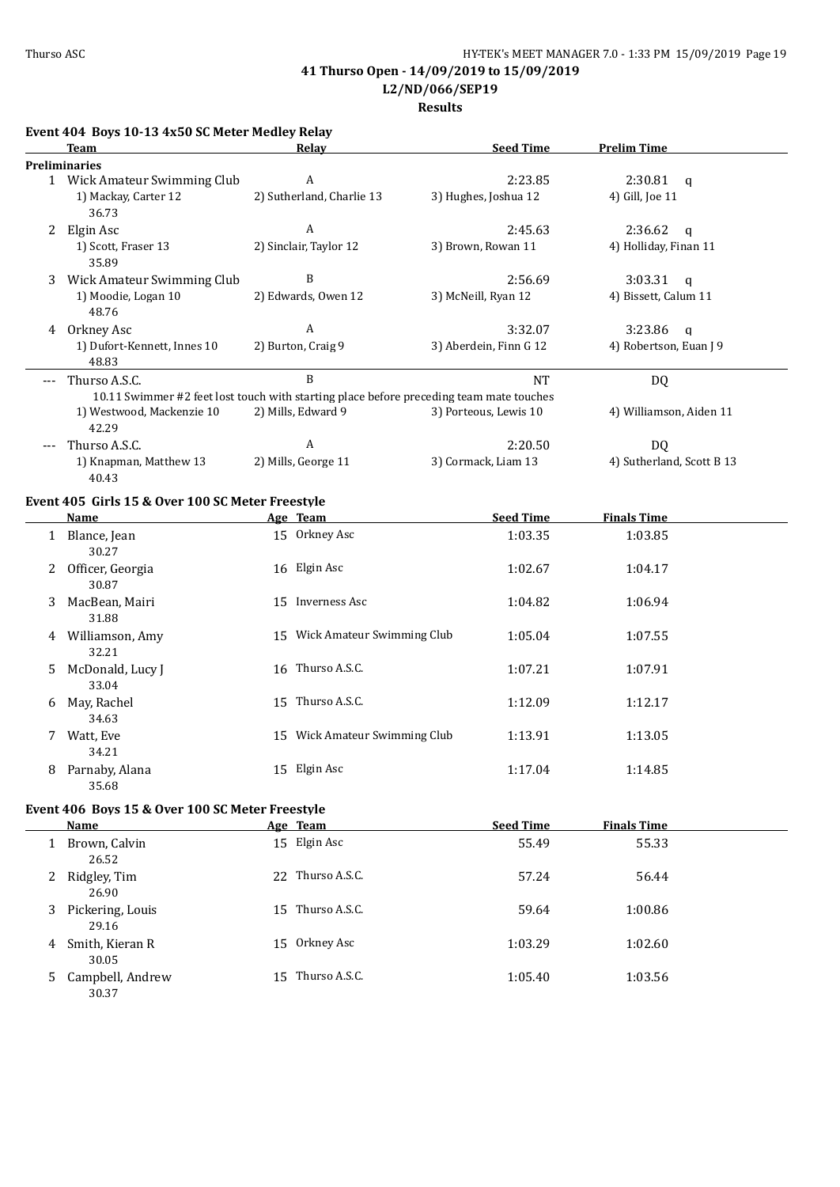**41 Thurso Open - 14/09/2019 to 15/09/2019**
**L2/ND/066/SEP19**
**Results**

### Event 404 Boys 10-13 4x50 SC Meter Medley Relay

| | Team | Relay | Seed Time | Prelim Time |
|---|---|---|---|---|
| **Preliminaries** | | | | |
| 1 | Wick Amateur Swimming Club | A | 2:23.85 | 2:30.81 q |
| | 1) Mackay, Carter 12 | 2) Sutherland, Charlie 13 | 3) Hughes, Joshua 12 | 4) Gill, Joe 11 |
| | 36.73 | | | |
| 2 | Elgin Asc | A | 2:45.63 | 2:36.62 q |
| | 1) Scott, Fraser 13 | 2) Sinclair, Taylor 12 | 3) Brown, Rowan 11 | 4) Holliday, Finan 11 |
| | 35.89 | | | |
| 3 | Wick Amateur Swimming Club | B | 2:56.69 | 3:03.31 q |
| | 1) Moodie, Logan 10 | 2) Edwards, Owen 12 | 3) McNeill, Ryan 12 | 4) Bissett, Calum 11 |
| | 48.76 | | | |
| 4 | Orkney Asc | A | 3:32.07 | 3:23.86 q |
| | 1) Dufort-Kennett, Innes 10 | 2) Burton, Craig 9 | 3) Aberdein, Finn G 12 | 4) Robertson, Euan J 9 |
| | 48.83 | | | |
| --- | Thurso A.S.C. | B | NT | DQ |
| | 10.11 Swimmer #2 feet lost touch with starting place before preceding team mate touches | | | |
| | 1) Westwood, Mackenzie 10 | 2) Mills, Edward 9 | 3) Porteous, Lewis 10 | 4) Williamson, Aiden 11 |
| | 42.29 | | | |
| --- | Thurso A.S.C. | A | 2:20.50 | DQ |
| | 1) Knapman, Matthew 13 | 2) Mills, George 11 | 3) Cormack, Liam 13 | 4) Sutherland, Scott B 13 |
| | 40.43 | | | |

### Event 405 Girls 15 & Over 100 SC Meter Freestyle

| | Name | Age | Team | Seed Time | Finals Time |
|---|---|---|---|---|---|
| 1 | Blance, Jean | 15 | Orkney Asc | 1:03.35 | 1:03.85 |
| | 30.27 | | | | |
| 2 | Officer, Georgia | 16 | Elgin Asc | 1:02.67 | 1:04.17 |
| | 30.87 | | | | |
| 3 | MacBean, Mairi | 15 | Inverness Asc | 1:04.82 | 1:06.94 |
| | 31.88 | | | | |
| 4 | Williamson, Amy | 15 | Wick Amateur Swimming Club | 1:05.04 | 1:07.55 |
| | 32.21 | | | | |
| 5 | McDonald, Lucy J | 16 | Thurso A.S.C. | 1:07.21 | 1:07.91 |
| | 33.04 | | | | |
| 6 | May, Rachel | 15 | Thurso A.S.C. | 1:12.09 | 1:12.17 |
| | 34.63 | | | | |
| 7 | Watt, Eve | 15 | Wick Amateur Swimming Club | 1:13.91 | 1:13.05 |
| | 34.21 | | | | |
| 8 | Parnaby, Alana | 15 | Elgin Asc | 1:17.04 | 1:14.85 |
| | 35.68 | | | | |

### Event 406 Boys 15 & Over 100 SC Meter Freestyle

| | Name | Age | Team | Seed Time | Finals Time |
|---|---|---|---|---|---|
| 1 | Brown, Calvin | 15 | Elgin Asc | 55.49 | 55.33 |
| | 26.52 | | | | |
| 2 | Ridgley, Tim | 22 | Thurso A.S.C. | 57.24 | 56.44 |
| | 26.90 | | | | |
| 3 | Pickering, Louis | 15 | Thurso A.S.C. | 59.64 | 1:00.86 |
| | 29.16 | | | | |
| 4 | Smith, Kieran R | 15 | Orkney Asc | 1:03.29 | 1:02.60 |
| | 30.05 | | | | |
| 5 | Campbell, Andrew | 15 | Thurso A.S.C. | 1:05.40 | 1:03.56 |
| | 30.37 | | | | |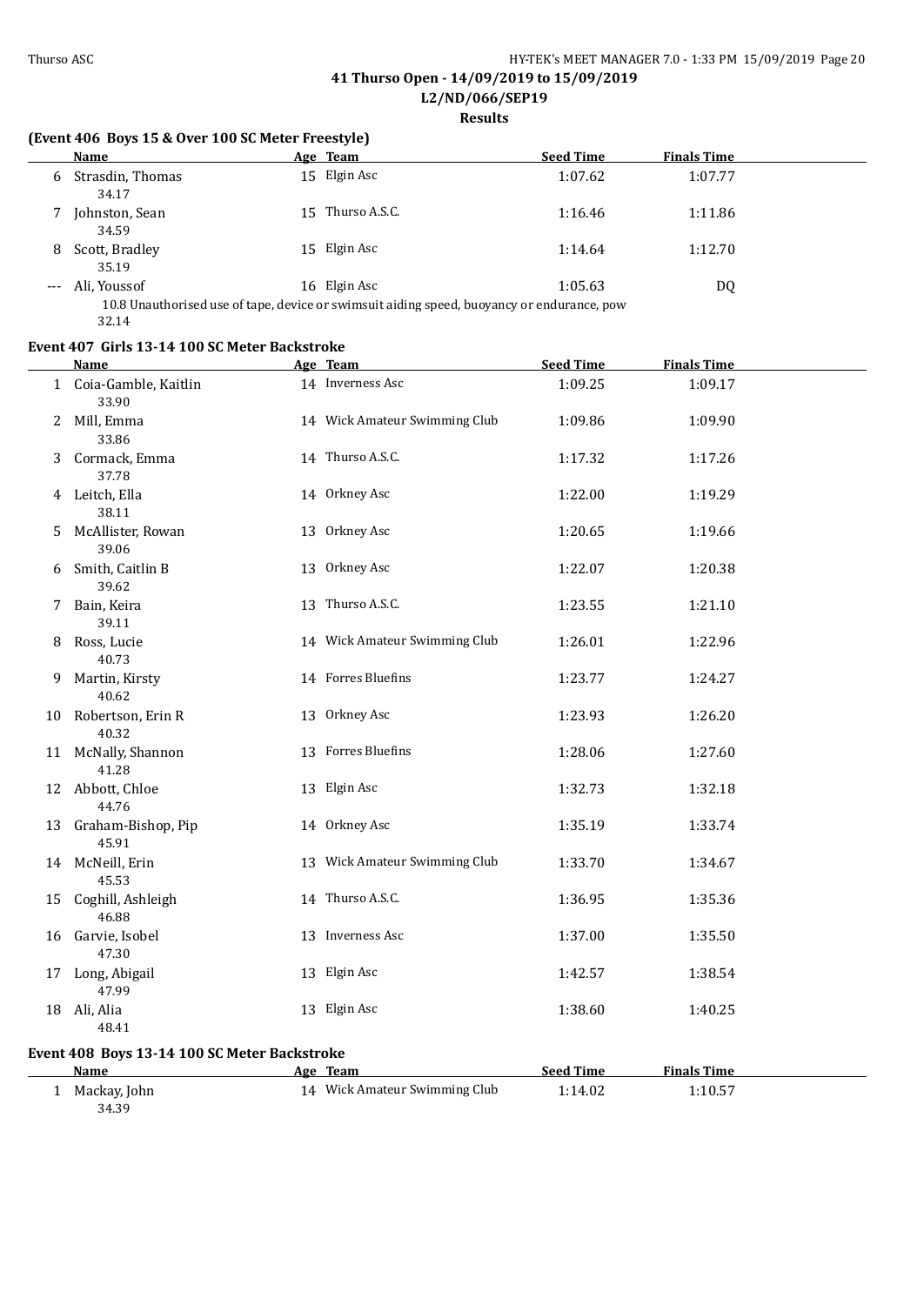**41 Thurso Open - 14/09/2019 to 15/09/2019**
**L2/ND/066/SEP19**
**Results**

### (Event 406 Boys 15 & Over 100 SC Meter Freestyle)

| | Name | Age | Team | Seed Time | Finals Time |
|---|---|---|---|---|---|
| 6 | Strasdin, Thomas | 15 | Elgin Asc | 1:07.62 | 1:07.77 |
| | 34.17 | | | | |
| 7 | Johnston, Sean | 15 | Thurso A.S.C. | 1:16.46 | 1:11.86 |
| | 34.59 | | | | |
| 8 | Scott, Bradley | 15 | Elgin Asc | 1:14.64 | 1:12.70 |
| | 35.19 | | | | |
| --- | Ali, Youssof | 16 | Elgin Asc | 1:05.63 | DQ |
| | 10.8 Unauthorised use of tape, device or swimsuit aiding speed, buoyancy or endurance, pow | | | | |
| | 32.14 | | | | |

### Event 407 Girls 13-14 100 SC Meter Backstroke

| | Name | Age | Team | Seed Time | Finals Time |
|---|---|---|---|---|---|
| 1 | Coia-Gamble, Kaitlin | 14 | Inverness Asc | 1:09.25 | 1:09.17 |
| | 33.90 | | | | |
| 2 | Mill, Emma | 14 | Wick Amateur Swimming Club | 1:09.86 | 1:09.90 |
| | 33.86 | | | | |
| 3 | Cormack, Emma | 14 | Thurso A.S.C. | 1:17.32 | 1:17.26 |
| | 37.78 | | | | |
| 4 | Leitch, Ella | 14 | Orkney Asc | 1:22.00 | 1:19.29 |
| | 38.11 | | | | |
| 5 | McAllister, Rowan | 13 | Orkney Asc | 1:20.65 | 1:19.66 |
| | 39.06 | | | | |
| 6 | Smith, Caitlin B | 13 | Orkney Asc | 1:22.07 | 1:20.38 |
| | 39.62 | | | | |
| 7 | Bain, Keira | 13 | Thurso A.S.C. | 1:23.55 | 1:21.10 |
| | 39.11 | | | | |
| 8 | Ross, Lucie | 14 | Wick Amateur Swimming Club | 1:26.01 | 1:22.96 |
| | 40.73 | | | | |
| 9 | Martin, Kirsty | 14 | Forres Bluefins | 1:23.77 | 1:24.27 |
| | 40.62 | | | | |
| 10 | Robertson, Erin R | 13 | Orkney Asc | 1:23.93 | 1:26.20 |
| | 40.32 | | | | |
| 11 | McNally, Shannon | 13 | Forres Bluefins | 1:28.06 | 1:27.60 |
| | 41.28 | | | | |
| 12 | Abbott, Chloe | 13 | Elgin Asc | 1:32.73 | 1:32.18 |
| | 44.76 | | | | |
| 13 | Graham-Bishop, Pip | 14 | Orkney Asc | 1:35.19 | 1:33.74 |
| | 45.91 | | | | |
| 14 | McNeill, Erin | 13 | Wick Amateur Swimming Club | 1:33.70 | 1:34.67 |
| | 45.53 | | | | |
| 15 | Coghill, Ashleigh | 14 | Thurso A.S.C. | 1:36.95 | 1:35.36 |
| | 46.88 | | | | |
| 16 | Garvie, Isobel | 13 | Inverness Asc | 1:37.00 | 1:35.50 |
| | 47.30 | | | | |
| 17 | Long, Abigail | 13 | Elgin Asc | 1:42.57 | 1:38.54 |
| | 47.99 | | | | |
| 18 | Ali, Alia | 13 | Elgin Asc | 1:38.60 | 1:40.25 |
| | 48.41 | | | | |

### Event 408 Boys 13-14 100 SC Meter Backstroke

| | Name | Age | Team | Seed Time | Finals Time |
|---|---|---|---|---|---|
| 1 | Mackay, John | 14 | Wick Amateur Swimming Club | 1:14.02 | 1:10.57 |
| | 34.39 | | | | |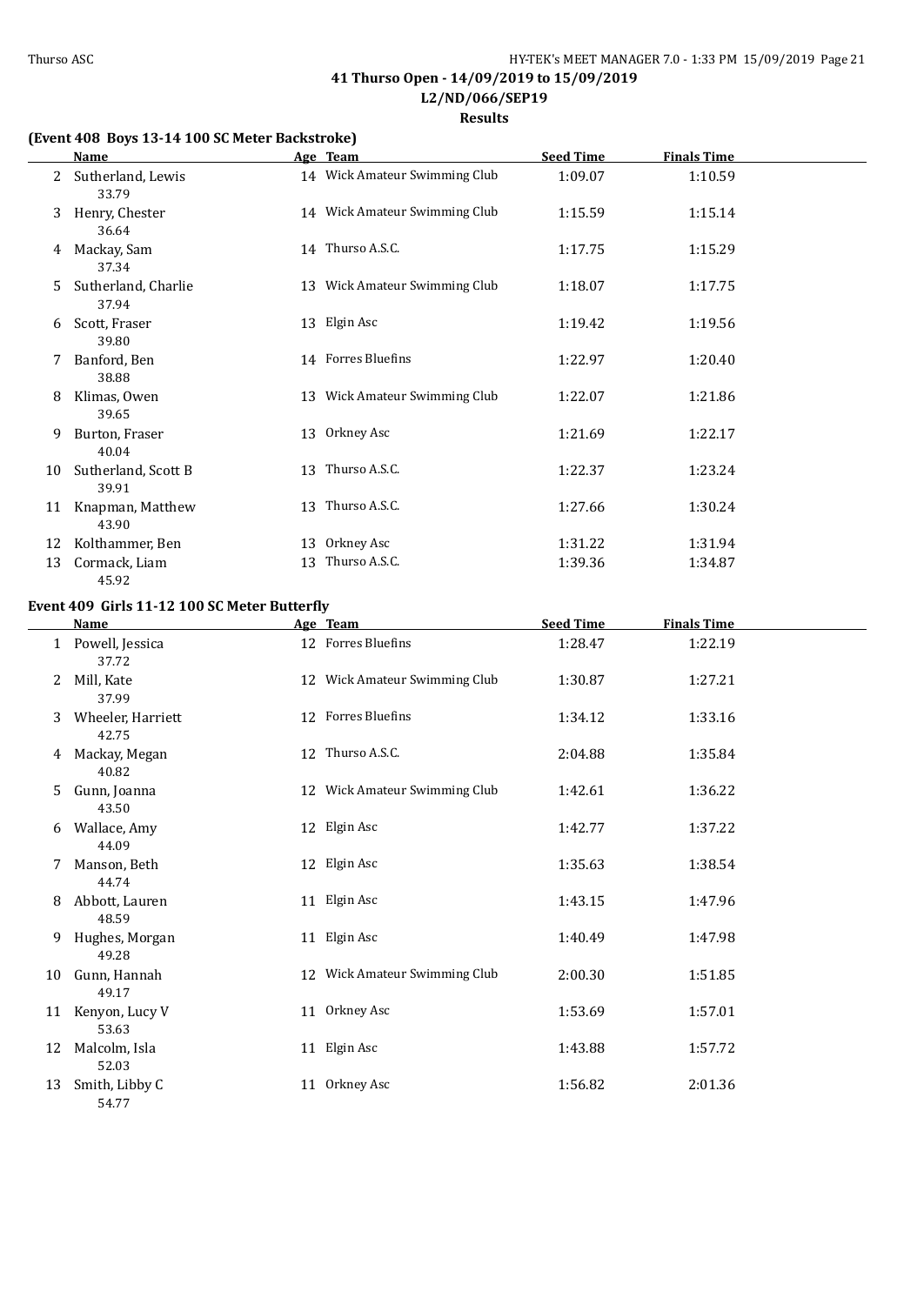41 Thurso Open - 14/09/2019 to 15/09/2019

L2/ND/066/SEP19

**Results**

### (Event 408 Boys 13-14 100 SC Meter Backstroke)

| | Name | Age | Team | Seed Time | Finals Time |
|---|---|---|---|---|---|
| 2 | Sutherland, Lewis | 14 | Wick Amateur Swimming Club | 1:09.07 | 1:10.59 |
| | 33.79 | | | | |
| 3 | Henry, Chester | 14 | Wick Amateur Swimming Club | 1:15.59 | 1:15.14 |
| | 36.64 | | | | |
| 4 | Mackay, Sam | 14 | Thurso A.S.C. | 1:17.75 | 1:15.29 |
| | 37.34 | | | | |
| 5 | Sutherland, Charlie | 13 | Wick Amateur Swimming Club | 1:18.07 | 1:17.75 |
| | 37.94 | | | | |
| 6 | Scott, Fraser | 13 | Elgin Asc | 1:19.42 | 1:19.56 |
| | 39.80 | | | | |
| 7 | Banford, Ben | 14 | Forres Bluefins | 1:22.97 | 1:20.40 |
| | 38.88 | | | | |
| 8 | Klimas, Owen | 13 | Wick Amateur Swimming Club | 1:22.07 | 1:21.86 |
| | 39.65 | | | | |
| 9 | Burton, Fraser | 13 | Orkney Asc | 1:21.69 | 1:22.17 |
| | 40.04 | | | | |
| 10 | Sutherland, Scott B | 13 | Thurso A.S.C. | 1:22.37 | 1:23.24 |
| | 39.91 | | | | |
| 11 | Knapman, Matthew | 13 | Thurso A.S.C. | 1:27.66 | 1:30.24 |
| | 43.90 | | | | |
| 12 | Kolthammer, Ben | 13 | Orkney Asc | 1:31.22 | 1:31.94 |
| 13 | Cormack, Liam | 13 | Thurso A.S.C. | 1:39.36 | 1:34.87 |
| | 45.92 | | | | |

### Event 409 Girls 11-12 100 SC Meter Butterfly

| | Name | Age | Team | Seed Time | Finals Time |
|---|---|---|---|---|---|
| 1 | Powell, Jessica | 12 | Forres Bluefins | 1:28.47 | 1:22.19 |
| | 37.72 | | | | |
| 2 | Mill, Kate | 12 | Wick Amateur Swimming Club | 1:30.87 | 1:27.21 |
| | 37.99 | | | | |
| 3 | Wheeler, Harriett | 12 | Forres Bluefins | 1:34.12 | 1:33.16 |
| | 42.75 | | | | |
| 4 | Mackay, Megan | 12 | Thurso A.S.C. | 2:04.88 | 1:35.84 |
| | 40.82 | | | | |
| 5 | Gunn, Joanna | 12 | Wick Amateur Swimming Club | 1:42.61 | 1:36.22 |
| | 43.50 | | | | |
| 6 | Wallace, Amy | 12 | Elgin Asc | 1:42.77 | 1:37.22 |
| | 44.09 | | | | |
| 7 | Manson, Beth | 12 | Elgin Asc | 1:35.63 | 1:38.54 |
| | 44.74 | | | | |
| 8 | Abbott, Lauren | 11 | Elgin Asc | 1:43.15 | 1:47.96 |
| | 48.59 | | | | |
| 9 | Hughes, Morgan | 11 | Elgin Asc | 1:40.49 | 1:47.98 |
| | 49.28 | | | | |
| 10 | Gunn, Hannah | 12 | Wick Amateur Swimming Club | 2:00.30 | 1:51.85 |
| | 49.17 | | | | |
| 11 | Kenyon, Lucy V | 11 | Orkney Asc | 1:53.69 | 1:57.01 |
| | 53.63 | | | | |
| 12 | Malcolm, Isla | 11 | Elgin Asc | 1:43.88 | 1:57.72 |
| | 52.03 | | | | |
| 13 | Smith, Libby C | 11 | Orkney Asc | 1:56.82 | 2:01.36 |
| | 54.77 | | | | |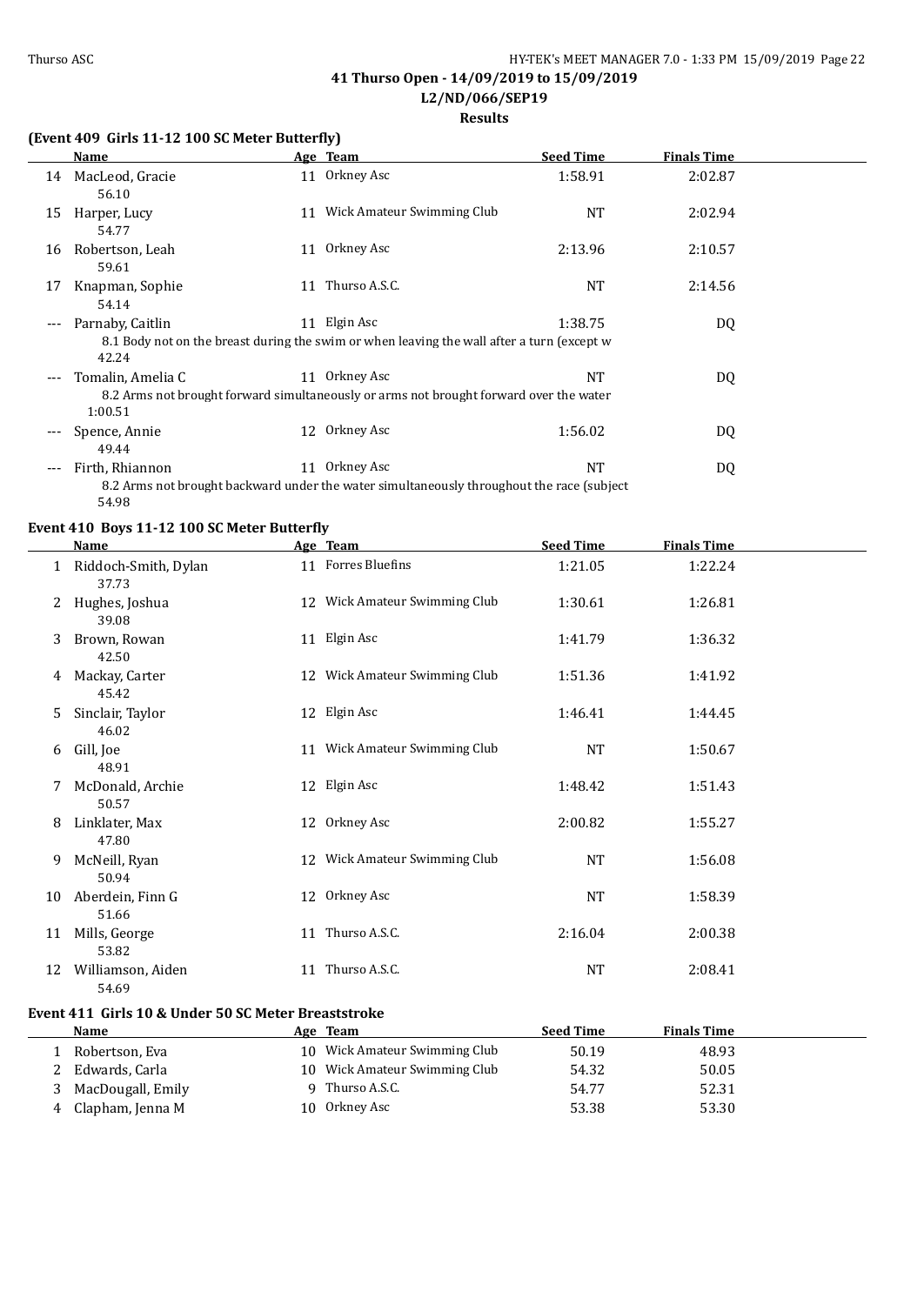## 41 Thurso Open - 14/09/2019 to 15/09/2019

## L2/ND/066/SEP19

## Results

### (Event 409 Girls 11-12 100 SC Meter Butterfly)

| | Name | Age | Team | Seed Time | Finals Time |
|---|---|---|---|---|---|
| 14 | MacLeod, Gracie | 11 | Orkney Asc | 1:58.91 | 2:02.87 |
| | 56.10 | | | | |
| 15 | Harper, Lucy | 11 | Wick Amateur Swimming Club | NT | 2:02.94 |
| | 54.77 | | | | |
| 16 | Robertson, Leah | 11 | Orkney Asc | 2:13.96 | 2:10.57 |
| | 59.61 | | | | |
| 17 | Knapman, Sophie | 11 | Thurso A.S.C. | NT | 2:14.56 |
| | 54.14 | | | | |
| --- | Parnaby, Caitlin | 11 | Elgin Asc | 1:38.75 | DQ |
| | 8.1 Body not on the breast during the swim or when leaving the wall after a turn (except w | | | | |
| | 42.24 | | | | |
| --- | Tomalin, Amelia C | 11 | Orkney Asc | NT | DQ |
| | 8.2 Arms not brought forward simultaneously or arms not brought forward over the water | | | | |
| | 1:00.51 | | | | |
| --- | Spence, Annie | 12 | Orkney Asc | 1:56.02 | DQ |
| | 49.44 | | | | |
| --- | Firth, Rhiannon | 11 | Orkney Asc | NT | DQ |
| | 8.2 Arms not brought backward under the water simultaneously throughout the race (subject | | | | |
| | 54.98 | | | | |

### Event 410 Boys 11-12 100 SC Meter Butterfly

| | Name | Age | Team | Seed Time | Finals Time |
|---|---|---|---|---|---|
| 1 | Riddoch-Smith, Dylan | 11 | Forres Bluefins | 1:21.05 | 1:22.24 |
| | 37.73 | | | | |
| 2 | Hughes, Joshua | 12 | Wick Amateur Swimming Club | 1:30.61 | 1:26.81 |
| | 39.08 | | | | |
| 3 | Brown, Rowan | 11 | Elgin Asc | 1:41.79 | 1:36.32 |
| | 42.50 | | | | |
| 4 | Mackay, Carter | 12 | Wick Amateur Swimming Club | 1:51.36 | 1:41.92 |
| | 45.42 | | | | |
| 5 | Sinclair, Taylor | 12 | Elgin Asc | 1:46.41 | 1:44.45 |
| | 46.02 | | | | |
| 6 | Gill, Joe | 11 | Wick Amateur Swimming Club | NT | 1:50.67 |
| | 48.91 | | | | |
| 7 | McDonald, Archie | 12 | Elgin Asc | 1:48.42 | 1:51.43 |
| | 50.57 | | | | |
| 8 | Linklater, Max | 12 | Orkney Asc | 2:00.82 | 1:55.27 |
| | 47.80 | | | | |
| 9 | McNeill, Ryan | 12 | Wick Amateur Swimming Club | NT | 1:56.08 |
| | 50.94 | | | | |
| 10 | Aberdein, Finn G | 12 | Orkney Asc | NT | 1:58.39 |
| | 51.66 | | | | |
| 11 | Mills, George | 11 | Thurso A.S.C. | 2:16.04 | 2:00.38 |
| | 53.82 | | | | |
| 12 | Williamson, Aiden | 11 | Thurso A.S.C. | NT | 2:08.41 |
| | 54.69 | | | | |

### Event 411 Girls 10 & Under 50 SC Meter Breaststroke

| | Name | Age | Team | Seed Time | Finals Time |
|---|---|---|---|---|---|
| 1 | Robertson, Eva | 10 | Wick Amateur Swimming Club | 50.19 | 48.93 |
| 2 | Edwards, Carla | 10 | Wick Amateur Swimming Club | 54.32 | 50.05 |
| 3 | MacDougall, Emily | 9 | Thurso A.S.C. | 54.77 | 52.31 |
| 4 | Clapham, Jenna M | 10 | Orkney Asc | 53.38 | 53.30 |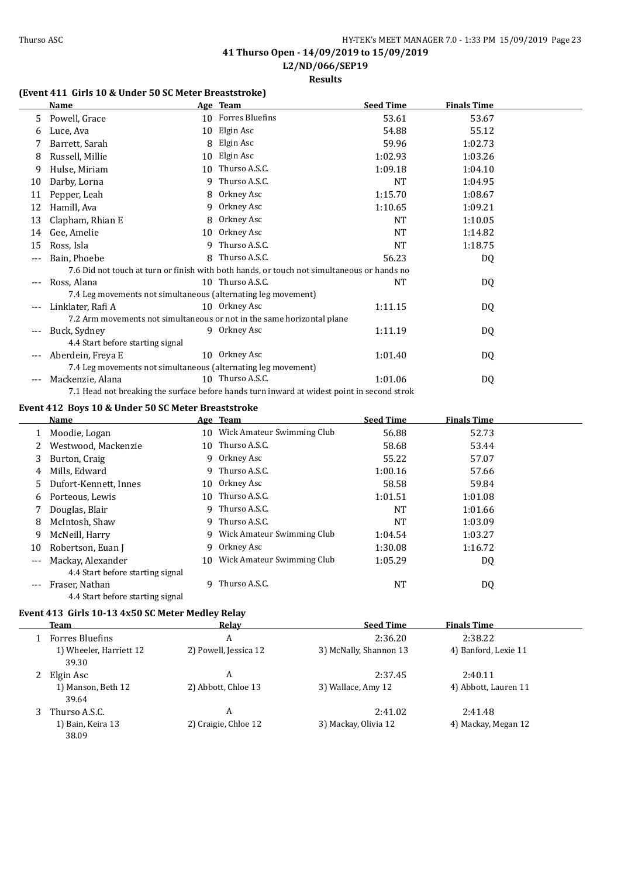## 41 Thurso Open - 14/09/2019 to 15/09/2019

**L2/ND/066/SEP19**

**Results**

### (Event 411 Girls 10 & Under 50 SC Meter Breaststroke)

| | Name | Age | Team | Seed Time | Finals Time |
|---|---|---|---|---|---|
| 5 | Powell, Grace | 10 | Forres Bluefins | 53.61 | 53.67 |
| 6 | Luce, Ava | 10 | Elgin Asc | 54.88 | 55.12 |
| 7 | Barrett, Sarah | 8 | Elgin Asc | 59.96 | 1:02.73 |
| 8 | Russell, Millie | 10 | Elgin Asc | 1:02.93 | 1:03.26 |
| 9 | Hulse, Miriam | 10 | Thurso A.S.C. | 1:09.18 | 1:04.10 |
| 10 | Darby, Lorna | 9 | Thurso A.S.C. | NT | 1:04.95 |
| 11 | Pepper, Leah | 8 | Orkney Asc | 1:15.70 | 1:08.67 |
| 12 | Hamill, Ava | 9 | Orkney Asc | 1:10.65 | 1:09.21 |
| 13 | Clapham, Rhian E | 8 | Orkney Asc | NT | 1:10.05 |
| 14 | Gee, Amelie | 10 | Orkney Asc | NT | 1:14.82 |
| 15 | Ross, Isla | 9 | Thurso A.S.C. | NT | 1:18.75 |
| --- | Bain, Phoebe | 8 | Thurso A.S.C. | 56.23 | DQ |
| | 7.6 Did not touch at turn or finish with both hands, or touch not simultaneous or hands no | | | | |
| --- | Ross, Alana | 10 | Thurso A.S.C. | NT | DQ |
| | 7.4 Leg movements not simultaneous (alternating leg movement) | | | | |
| --- | Linklater, Rafi A | 10 | Orkney Asc | 1:11.15 | DQ |
| | 7.2 Arm movements not simultaneous or not in the same horizontal plane | | | | |
| --- | Buck, Sydney | 9 | Orkney Asc | 1:11.19 | DQ |
| | 4.4 Start before starting signal | | | | |
| --- | Aberdein, Freya E | 10 | Orkney Asc | 1:01.40 | DQ |
| | 7.4 Leg movements not simultaneous (alternating leg movement) | | | | |
| --- | Mackenzie, Alana | 10 | Thurso A.S.C. | 1:01.06 | DQ |
| | 7.1 Head not breaking the surface before hands turn inward at widest point in second strok | | | | |

### Event 412 Boys 10 & Under 50 SC Meter Breaststroke

| | Name | Age | Team | Seed Time | Finals Time |
|---|---|---|---|---|---|
| 1 | Moodie, Logan | 10 | Wick Amateur Swimming Club | 56.88 | 52.73 |
| 2 | Westwood, Mackenzie | 10 | Thurso A.S.C. | 58.68 | 53.44 |
| 3 | Burton, Craig | 9 | Orkney Asc | 55.22 | 57.07 |
| 4 | Mills, Edward | 9 | Thurso A.S.C. | 1:00.16 | 57.66 |
| 5 | Dufort-Kennett, Innes | 10 | Orkney Asc | 58.58 | 59.84 |
| 6 | Porteous, Lewis | 10 | Thurso A.S.C. | 1:01.51 | 1:01.08 |
| 7 | Douglas, Blair | 9 | Thurso A.S.C. | NT | 1:01.66 |
| 8 | McIntosh, Shaw | 9 | Thurso A.S.C. | NT | 1:03.09 |
| 9 | McNeill, Harry | 9 | Wick Amateur Swimming Club | 1:04.54 | 1:03.27 |
| 10 | Robertson, Euan J | 9 | Orkney Asc | 1:30.08 | 1:16.72 |
| --- | Mackay, Alexander | 10 | Wick Amateur Swimming Club | 1:05.29 | DQ |
| | 4.4 Start before starting signal | | | | |
| --- | Fraser, Nathan | 9 | Thurso A.S.C. | NT | DQ |
| | 4.4 Start before starting signal | | | | |

### Event 413 Girls 10-13 4x50 SC Meter Medley Relay

| | Team | Relay | Seed Time | Finals Time |
|---|---|---|---|---|
| 1 | Forres Bluefins | A | 2:36.20 | 2:38.22 |
| | 1) Wheeler, Harriett 12 | 2) Powell, Jessica 12 | 3) McNally, Shannon 13 | 4) Banford, Lexie 11 |
| | 39.30 | | | |
| 2 | Elgin Asc | A | 2:37.45 | 2:40.11 |
| | 1) Manson, Beth 12 | 2) Abbott, Chloe 13 | 3) Wallace, Amy 12 | 4) Abbott, Lauren 11 |
| | 39.64 | | | |
| 3 | Thurso A.S.C. | A | 2:41.02 | 2:41.48 |
| | 1) Bain, Keira 13 | 2) Craigie, Chloe 12 | 3) Mackay, Olivia 12 | 4) Mackay, Megan 12 |
| | 38.09 | | | |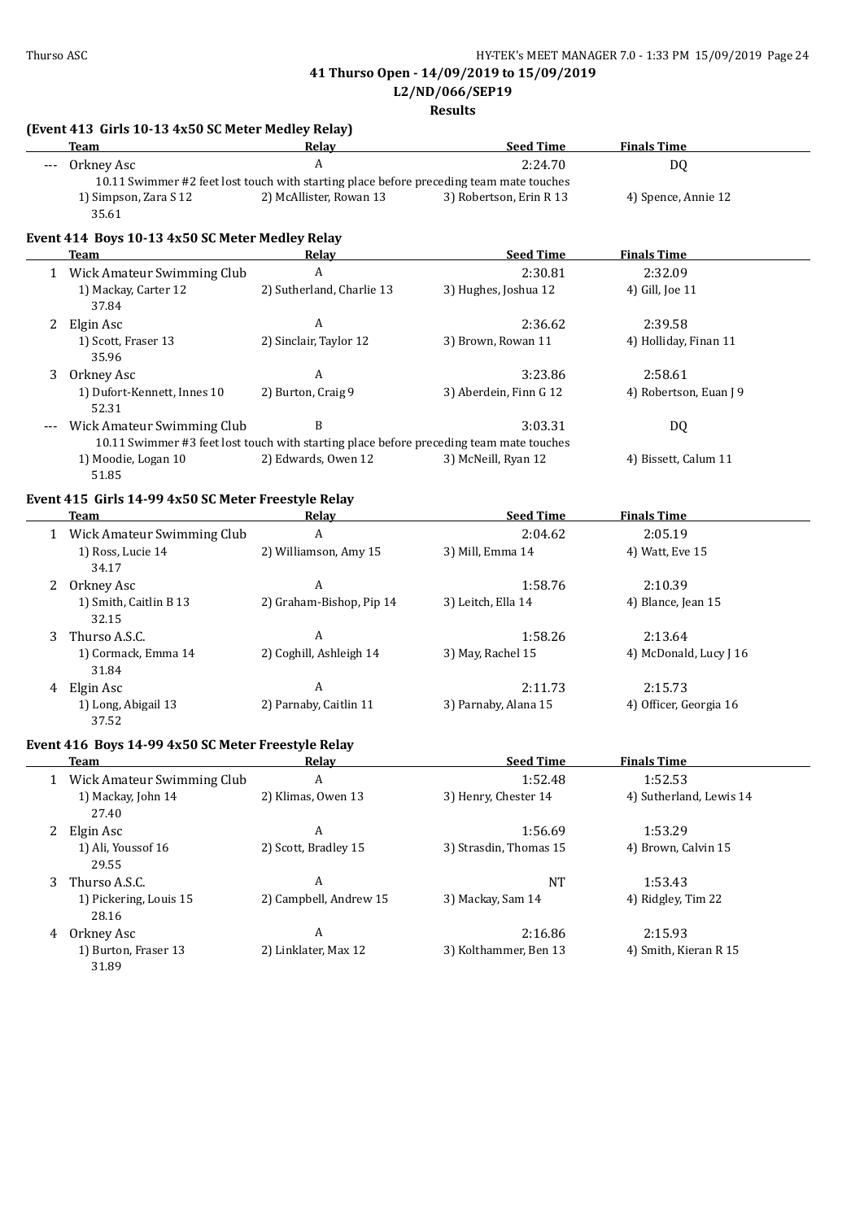**41 Thurso Open - 14/09/2019 to 15/09/2019**

**L2/ND/066/SEP19**

**Results**

### (Event 413 Girls 10-13 4x50 SC Meter Medley Relay)

| | Team | Relay | Seed Time | Finals Time |
|---|---|---|---|---|
| --- | Orkney Asc | A | 2:24.70 | DQ |

10.11 Swimmer #2 feet lost touch with starting place before preceding team mate touches

1) Simpson, Zara S 12 — 2) McAllister, Rowan 13 — 3) Robertson, Erin R 13 — 4) Spence, Annie 12
35.61

### Event 414 Boys 10-13 4x50 SC Meter Medley Relay

| | Team | Relay | Seed Time | Finals Time |
|---|---|---|---|---|
| 1 | Wick Amateur Swimming Club | A | 2:30.81 | 2:32.09 |
| | 1) Mackay, Carter 12 / 37.84 | 2) Sutherland, Charlie 13 | 3) Hughes, Joshua 12 | 4) Gill, Joe 11 |
| 2 | Elgin Asc | A | 2:36.62 | 2:39.58 |
| | 1) Scott, Fraser 13 / 35.96 | 2) Sinclair, Taylor 12 | 3) Brown, Rowan 11 | 4) Holliday, Finan 11 |
| 3 | Orkney Asc | A | 3:23.86 | 2:58.61 |
| | 1) Dufort-Kennett, Innes 10 / 52.31 | 2) Burton, Craig 9 | 3) Aberdein, Finn G 12 | 4) Robertson, Euan J 9 |
| --- | Wick Amateur Swimming Club | B | 3:03.31 | DQ |
| | 10.11 Swimmer #3 feet lost touch with starting place before preceding team mate touches | | | |
| | 1) Moodie, Logan 10 / 51.85 | 2) Edwards, Owen 12 | 3) McNeill, Ryan 12 | 4) Bissett, Calum 11 |

### Event 415 Girls 14-99 4x50 SC Meter Freestyle Relay

| | Team | Relay | Seed Time | Finals Time |
|---|---|---|---|---|
| 1 | Wick Amateur Swimming Club | A | 2:04.62 | 2:05.19 |
| | 1) Ross, Lucie 14 / 34.17 | 2) Williamson, Amy 15 | 3) Mill, Emma 14 | 4) Watt, Eve 15 |
| 2 | Orkney Asc | A | 1:58.76 | 2:10.39 |
| | 1) Smith, Caitlin B 13 / 32.15 | 2) Graham-Bishop, Pip 14 | 3) Leitch, Ella 14 | 4) Blance, Jean 15 |
| 3 | Thurso A.S.C. | A | 1:58.26 | 2:13.64 |
| | 1) Cormack, Emma 14 / 31.84 | 2) Coghill, Ashleigh 14 | 3) May, Rachel 15 | 4) McDonald, Lucy J 16 |
| 4 | Elgin Asc | A | 2:11.73 | 2:15.73 |
| | 1) Long, Abigail 13 / 37.52 | 2) Parnaby, Caitlin 11 | 3) Parnaby, Alana 15 | 4) Officer, Georgia 16 |

### Event 416 Boys 14-99 4x50 SC Meter Freestyle Relay

| | Team | Relay | Seed Time | Finals Time |
|---|---|---|---|---|
| 1 | Wick Amateur Swimming Club | A | 1:52.48 | 1:52.53 |
| | 1) Mackay, John 14 / 27.40 | 2) Klimas, Owen 13 | 3) Henry, Chester 14 | 4) Sutherland, Lewis 14 |
| 2 | Elgin Asc | A | 1:56.69 | 1:53.29 |
| | 1) Ali, Youssof 16 / 29.55 | 2) Scott, Bradley 15 | 3) Strasdin, Thomas 15 | 4) Brown, Calvin 15 |
| 3 | Thurso A.S.C. | A | NT | 1:53.43 |
| | 1) Pickering, Louis 15 / 28.16 | 2) Campbell, Andrew 15 | 3) Mackay, Sam 14 | 4) Ridgley, Tim 22 |
| 4 | Orkney Asc | A | 2:16.86 | 2:15.93 |
| | 1) Burton, Fraser 13 / 31.89 | 2) Linklater, Max 12 | 3) Kolthammer, Ben 13 | 4) Smith, Kieran R 15 |